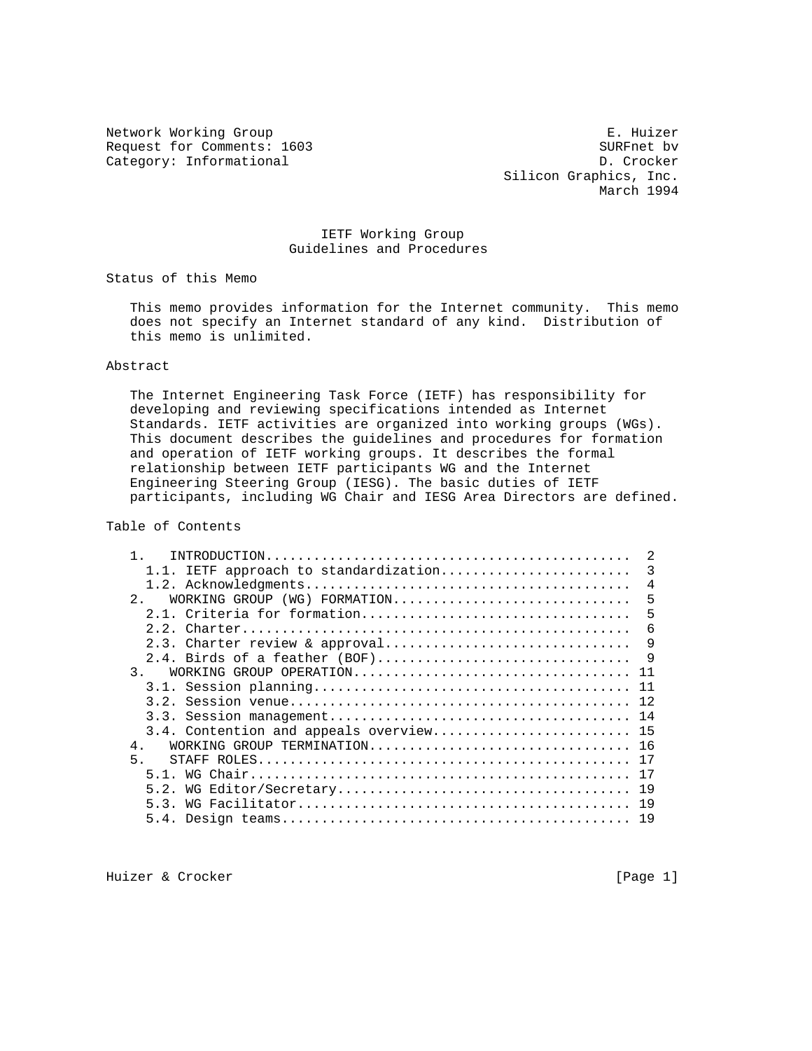Network Working Group E. Huizer
Request for Comments: 1603 SURFnet bv
Category: Informational D. Crocker
Silicon Graphics, Inc.
March 1994

# IETF Working Group Guidelines and Procedures

## Status of this Memo

This memo provides information for the Internet community. This memo does not specify an Internet standard of any kind. Distribution of this memo is unlimited.

## Abstract

The Internet Engineering Task Force (IETF) has responsibility for developing and reviewing specifications intended as Internet Standards. IETF activities are organized into working groups (WGs). This document describes the guidelines and procedures for formation and operation of IETF working groups. It describes the formal relationship between IETF participants WG and the Internet Engineering Steering Group (IESG). The basic duties of IETF participants, including WG Chair and IESG Area Directors are defined.

## Table of Contents

```
   1.   INTRODUCTION..............................................  2
     1.1. IETF approach to standardization........................  3
     1.2. Acknowledgments.........................................  4
   2.   WORKING GROUP (WG) FORMATION..............................  5
     2.1. Criteria for formation..................................  5
     2.2. Charter.................................................  6
     2.3. Charter review & approval...............................  9
     2.4. Birds of a feather (BOF)................................  9
   3.   WORKING GROUP OPERATION................................... 11
     3.1. Session planning........................................ 11
     3.2. Session venue........................................... 12
     3.3. Session management...................................... 14
     3.4. Contention and appeals overview......................... 15
   4.   WORKING GROUP TERMINATION................................. 16
   5.   STAFF ROLES............................................... 17
     5.1. WG Chair................................................ 17
     5.2. WG Editor/Secretary..................................... 19
     5.3. WG Facilitator.......................................... 19
     5.4. Design teams............................................ 19
```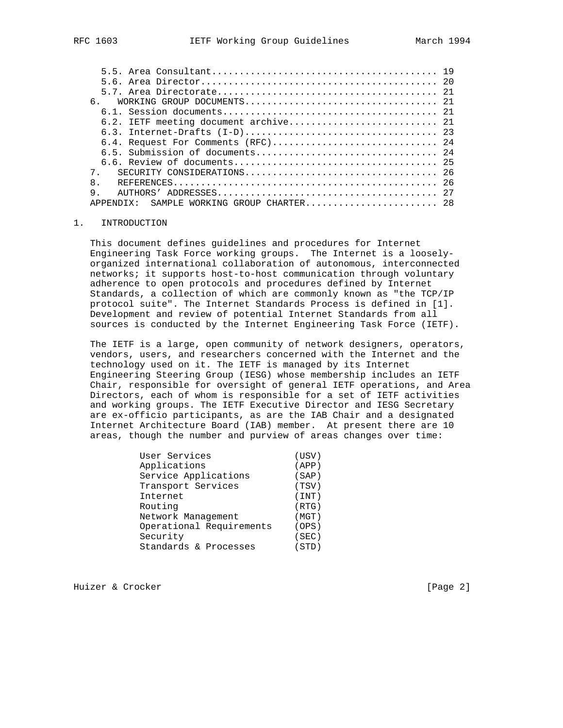5.5. Area Consultant........................................ 19
   5.6. Area Director.......................................... 20
   5.7. Area Directorate....................................... 21
6.   WORKING GROUP DOCUMENTS................................... 21
   6.1. Session documents...................................... 21
   6.2. IETF meeting document archive.......................... 21
   6.3. Internet-Drafts (I-D).................................. 23
   6.4. Request For Comments (RFC)............................. 24
   6.5. Submission of documents................................ 24
   6.6. Review of documents.................................... 25
7.   SECURITY CONSIDERATIONS................................... 26
8.   REFERENCES................................................ 26
9.   AUTHORS' ADDRESSES........................................ 27
APPENDIX:  SAMPLE WORKING GROUP CHARTER........................ 28

## 1. INTRODUCTION

This document defines guidelines and procedures for Internet Engineering Task Force working groups. The Internet is a loosely-organized international collaboration of autonomous, interconnected networks; it supports host-to-host communication through voluntary adherence to open protocols and procedures defined by Internet Standards, a collection of which are commonly known as "the TCP/IP protocol suite". The Internet Standards Process is defined in [1]. Development and review of potential Internet Standards from all sources is conducted by the Internet Engineering Task Force (IETF).

The IETF is a large, open community of network designers, operators, vendors, users, and researchers concerned with the Internet and the technology used on it. The IETF is managed by its Internet Engineering Steering Group (IESG) whose membership includes an IETF Chair, responsible for oversight of general IETF operations, and Area Directors, each of whom is responsible for a set of IETF activities and working groups. The IETF Executive Director and IESG Secretary are ex-officio participants, as are the IAB Chair and a designated Internet Architecture Board (IAB) member. At present there are 10 areas, though the number and purview of areas changes over time:

```
User Services              (USV)
Applications               (APP)
Service Applications       (SAP)
Transport Services         (TSV)
Internet                   (INT)
Routing                    (RTG)
Network Management         (MGT)
Operational Requirements   (OPS)
Security                   (SEC)
Standards & Processes      (STD)
```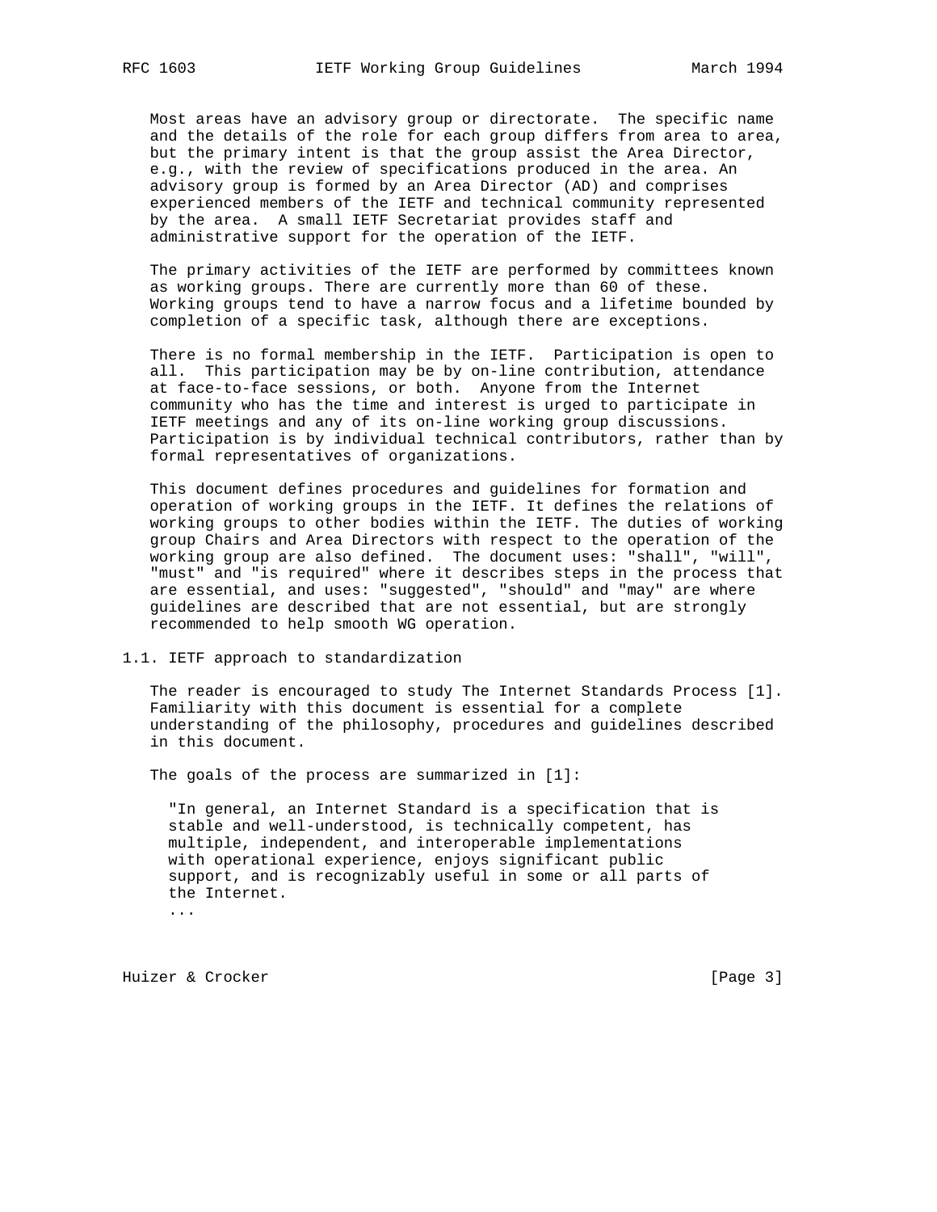Most areas have an advisory group or directorate. The specific name and the details of the role for each group differs from area to area, but the primary intent is that the group assist the Area Director, e.g., with the review of specifications produced in the area. An advisory group is formed by an Area Director (AD) and comprises experienced members of the IETF and technical community represented by the area. A small IETF Secretariat provides staff and administrative support for the operation of the IETF.

The primary activities of the IETF are performed by committees known as working groups. There are currently more than 60 of these. Working groups tend to have a narrow focus and a lifetime bounded by completion of a specific task, although there are exceptions.

There is no formal membership in the IETF. Participation is open to all. This participation may be by on-line contribution, attendance at face-to-face sessions, or both. Anyone from the Internet community who has the time and interest is urged to participate in IETF meetings and any of its on-line working group discussions. Participation is by individual technical contributors, rather than by formal representatives of organizations.

This document defines procedures and guidelines for formation and operation of working groups in the IETF. It defines the relations of working groups to other bodies within the IETF. The duties of working group Chairs and Area Directors with respect to the operation of the working group are also defined. The document uses: "shall", "will", "must" and "is required" where it describes steps in the process that are essential, and uses: "suggested", "should" and "may" are where guidelines are described that are not essential, but are strongly recommended to help smooth WG operation.

## 1.1. IETF approach to standardization

The reader is encouraged to study The Internet Standards Process [1]. Familiarity with this document is essential for a complete understanding of the philosophy, procedures and guidelines described in this document.

The goals of the process are summarized in [1]:

> "In general, an Internet Standard is a specification that is stable and well-understood, is technically competent, has multiple, independent, and interoperable implementations with operational experience, enjoys significant public support, and is recognizably useful in some or all parts of the Internet.
> ...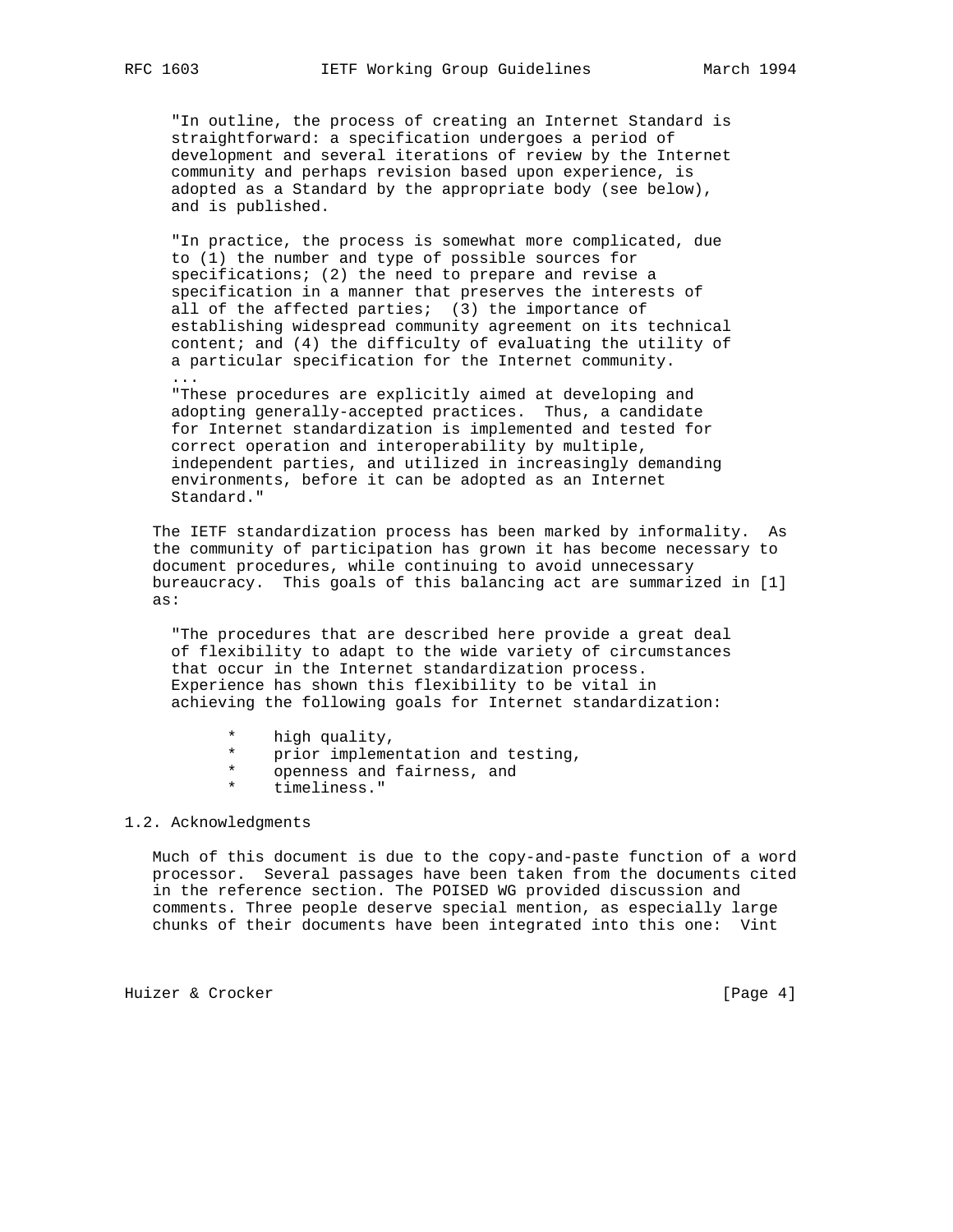> "In outline, the process of creating an Internet Standard is straightforward: a specification undergoes a period of development and several iterations of review by the Internet community and perhaps revision based upon experience, is adopted as a Standard by the appropriate body (see below), and is published.
>
> "In practice, the process is somewhat more complicated, due to (1) the number and type of possible sources for specifications; (2) the need to prepare and revise a specification in a manner that preserves the interests of all of the affected parties; (3) the importance of establishing widespread community agreement on its technical content; and (4) the difficulty of evaluating the utility of a particular specification for the Internet community.
> ...
> "These procedures are explicitly aimed at developing and adopting generally-accepted practices. Thus, a candidate for Internet standardization is implemented and tested for correct operation and interoperability by multiple, independent parties, and utilized in increasingly demanding environments, before it can be adopted as an Internet Standard."

The IETF standardization process has been marked by informality. As the community of participation has grown it has become necessary to document procedures, while continuing to avoid unnecessary bureaucracy. This goals of this balancing act are summarized in [1] as:

> "The procedures that are described here provide a great deal of flexibility to adapt to the wide variety of circumstances that occur in the Internet standardization process. Experience has shown this flexibility to be vital in achieving the following goals for Internet standardization:
>
> * high quality,
> * prior implementation and testing,
> * openness and fairness, and
> * timeliness."

## 1.2. Acknowledgments

Much of this document is due to the copy-and-paste function of a word processor. Several passages have been taken from the documents cited in the reference section. The POISED WG provided discussion and comments. Three people deserve special mention, as especially large chunks of their documents have been integrated into this one: Vint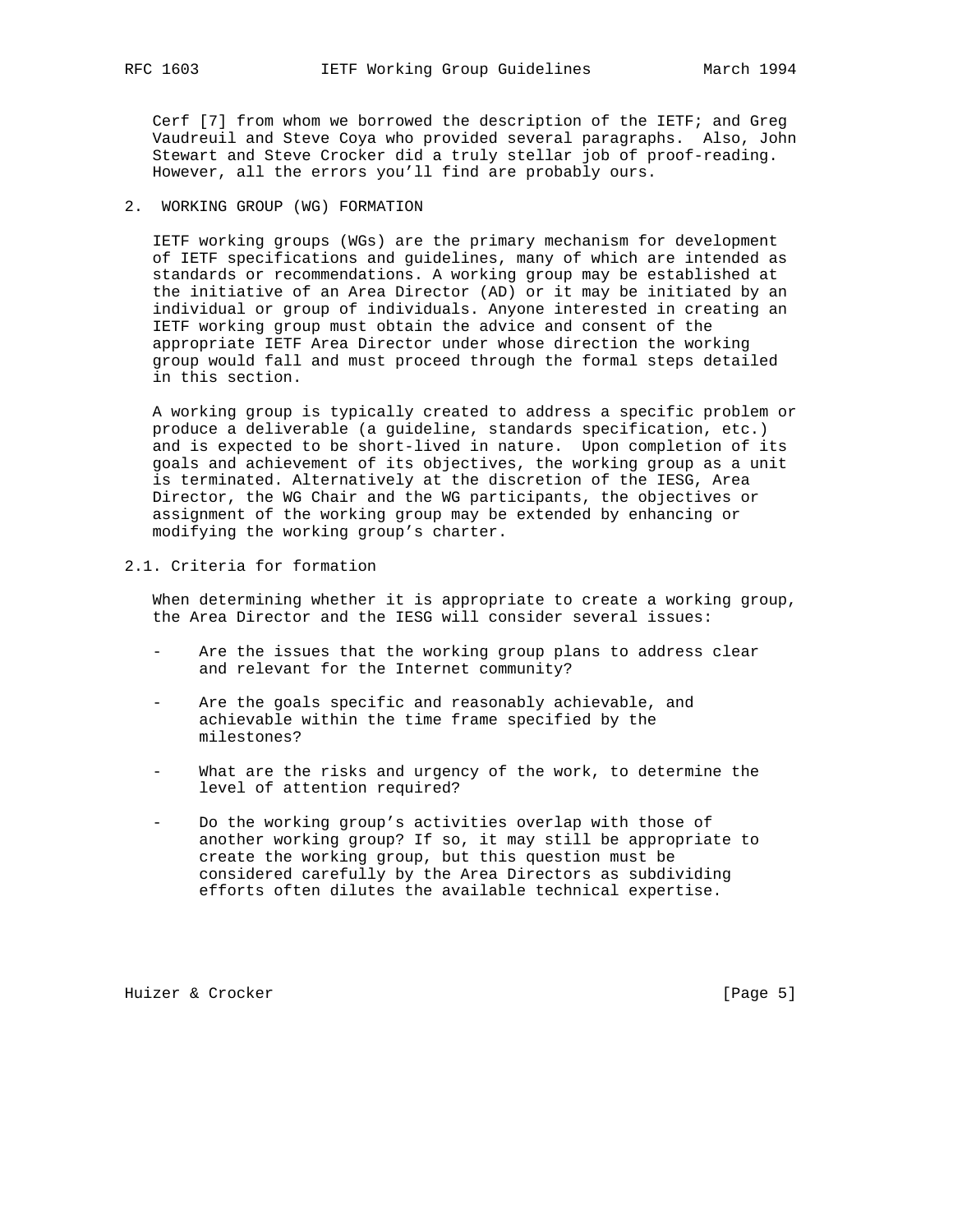Cerf [7] from whom we borrowed the description of the IETF; and Greg Vaudreuil and Steve Coya who provided several paragraphs. Also, John Stewart and Steve Crocker did a truly stellar job of proof-reading. However, all the errors you'll find are probably ours.

## 2. WORKING GROUP (WG) FORMATION

IETF working groups (WGs) are the primary mechanism for development of IETF specifications and guidelines, many of which are intended as standards or recommendations. A working group may be established at the initiative of an Area Director (AD) or it may be initiated by an individual or group of individuals. Anyone interested in creating an IETF working group must obtain the advice and consent of the appropriate IETF Area Director under whose direction the working group would fall and must proceed through the formal steps detailed in this section.

A working group is typically created to address a specific problem or produce a deliverable (a guideline, standards specification, etc.) and is expected to be short-lived in nature. Upon completion of its goals and achievement of its objectives, the working group as a unit is terminated. Alternatively at the discretion of the IESG, Area Director, the WG Chair and the WG participants, the objectives or assignment of the working group may be extended by enhancing or modifying the working group's charter.

### 2.1. Criteria for formation

When determining whether it is appropriate to create a working group, the Area Director and the IESG will consider several issues:

- Are the issues that the working group plans to address clear and relevant for the Internet community?

- Are the goals specific and reasonably achievable, and achievable within the time frame specified by the milestones?

- What are the risks and urgency of the work, to determine the level of attention required?

- Do the working group's activities overlap with those of another working group? If so, it may still be appropriate to create the working group, but this question must be considered carefully by the Area Directors as subdividing efforts often dilutes the available technical expertise.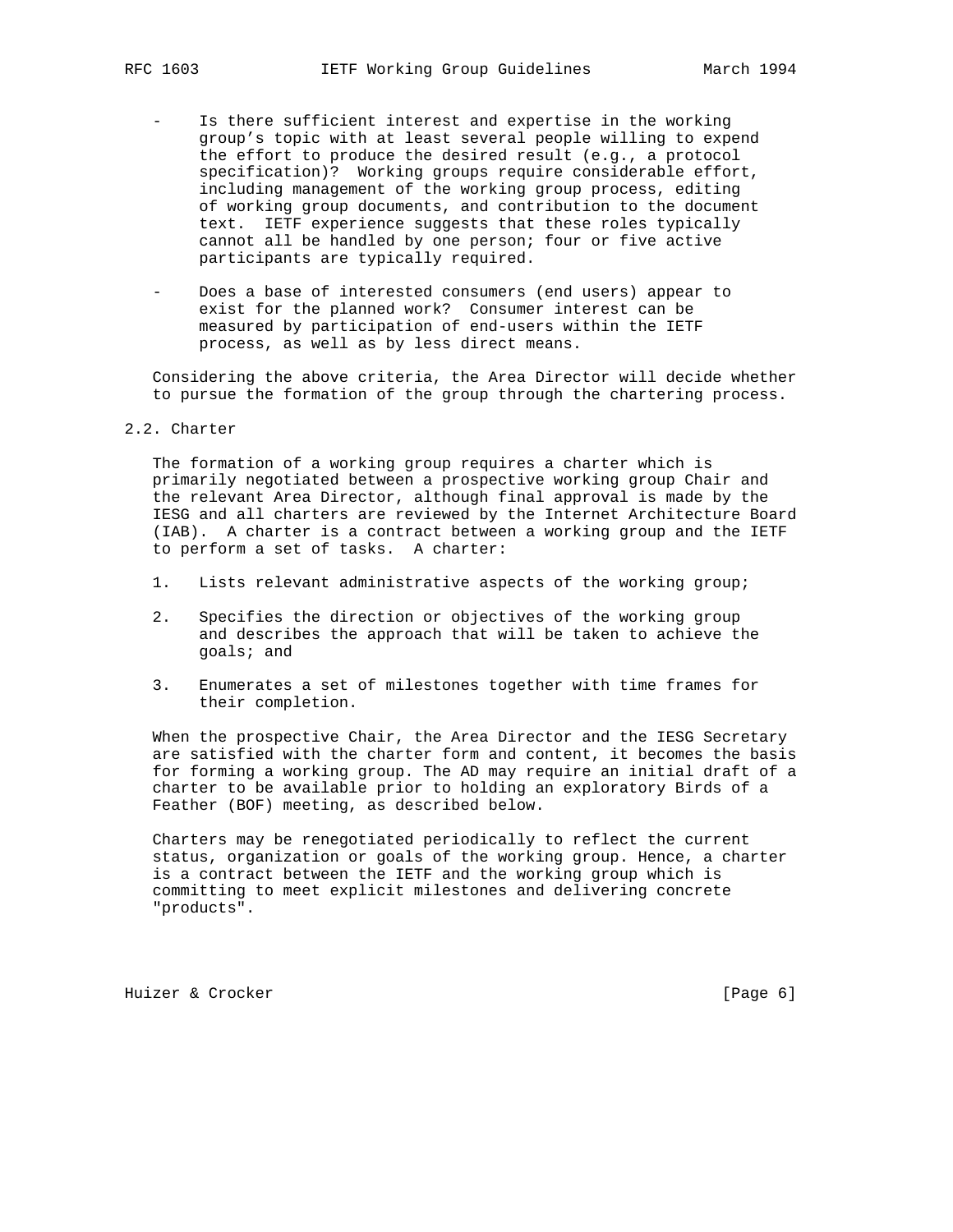- Is there sufficient interest and expertise in the working group's topic with at least several people willing to expend the effort to produce the desired result (e.g., a protocol specification)? Working groups require considerable effort, including management of the working group process, editing of working group documents, and contribution to the document text. IETF experience suggests that these roles typically cannot all be handled by one person; four or five active participants are typically required.

- Does a base of interested consumers (end users) appear to exist for the planned work? Consumer interest can be measured by participation of end-users within the IETF process, as well as by less direct means.

Considering the above criteria, the Area Director will decide whether to pursue the formation of the group through the chartering process.

## 2.2. Charter

The formation of a working group requires a charter which is primarily negotiated between a prospective working group Chair and the relevant Area Director, although final approval is made by the IESG and all charters are reviewed by the Internet Architecture Board (IAB). A charter is a contract between a working group and the IETF to perform a set of tasks. A charter:

1. Lists relevant administrative aspects of the working group;

2. Specifies the direction or objectives of the working group and describes the approach that will be taken to achieve the goals; and

3. Enumerates a set of milestones together with time frames for their completion.

When the prospective Chair, the Area Director and the IESG Secretary are satisfied with the charter form and content, it becomes the basis for forming a working group. The AD may require an initial draft of a charter to be available prior to holding an exploratory Birds of a Feather (BOF) meeting, as described below.

Charters may be renegotiated periodically to reflect the current status, organization or goals of the working group. Hence, a charter is a contract between the IETF and the working group which is committing to meet explicit milestones and delivering concrete "products".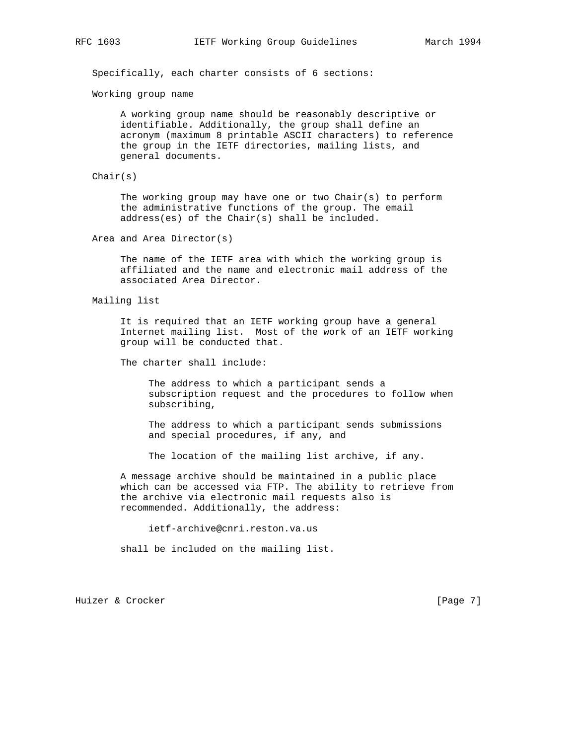Specifically, each charter consists of 6 sections:

Working group name

A working group name should be reasonably descriptive or identifiable. Additionally, the group shall define an acronym (maximum 8 printable ASCII characters) to reference the group in the IETF directories, mailing lists, and general documents.

Chair(s)

The working group may have one or two Chair(s) to perform the administrative functions of the group. The email address(es) of the Chair(s) shall be included.

Area and Area Director(s)

The name of the IETF area with which the working group is affiliated and the name and electronic mail address of the associated Area Director.

Mailing list

It is required that an IETF working group have a general Internet mailing list. Most of the work of an IETF working group will be conducted that.

The charter shall include:

The address to which a participant sends a subscription request and the procedures to follow when subscribing,

The address to which a participant sends submissions and special procedures, if any, and

The location of the mailing list archive, if any.

A message archive should be maintained in a public place which can be accessed via FTP. The ability to retrieve from the archive via electronic mail requests also is recommended. Additionally, the address:

ietf-archive@cnri.reston.va.us

shall be included on the mailing list.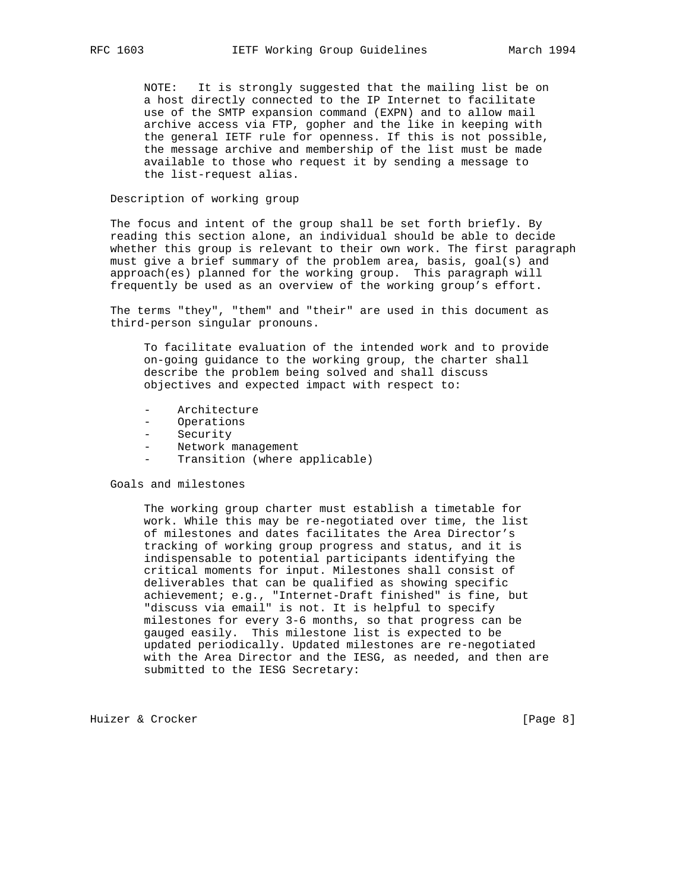NOTE: It is strongly suggested that the mailing list be on a host directly connected to the IP Internet to facilitate use of the SMTP expansion command (EXPN) and to allow mail archive access via FTP, gopher and the like in keeping with the general IETF rule for openness. If this is not possible, the message archive and membership of the list must be made available to those who request it by sending a message to the list-request alias.

Description of working group

The focus and intent of the group shall be set forth briefly. By reading this section alone, an individual should be able to decide whether this group is relevant to their own work. The first paragraph must give a brief summary of the problem area, basis, goal(s) and approach(es) planned for the working group. This paragraph will frequently be used as an overview of the working group's effort.

The terms "they", "them" and "their" are used in this document as third-person singular pronouns.

To facilitate evaluation of the intended work and to provide on-going guidance to the working group, the charter shall describe the problem being solved and shall discuss objectives and expected impact with respect to:

- Architecture
- Operations
- Security
- Network management
- Transition (where applicable)

Goals and milestones

The working group charter must establish a timetable for work. While this may be re-negotiated over time, the list of milestones and dates facilitates the Area Director's tracking of working group progress and status, and it is indispensable to potential participants identifying the critical moments for input. Milestones shall consist of deliverables that can be qualified as showing specific achievement; e.g., "Internet-Draft finished" is fine, but "discuss via email" is not. It is helpful to specify milestones for every 3-6 months, so that progress can be gauged easily. This milestone list is expected to be updated periodically. Updated milestones are re-negotiated with the Area Director and the IESG, as needed, and then are submitted to the IESG Secretary: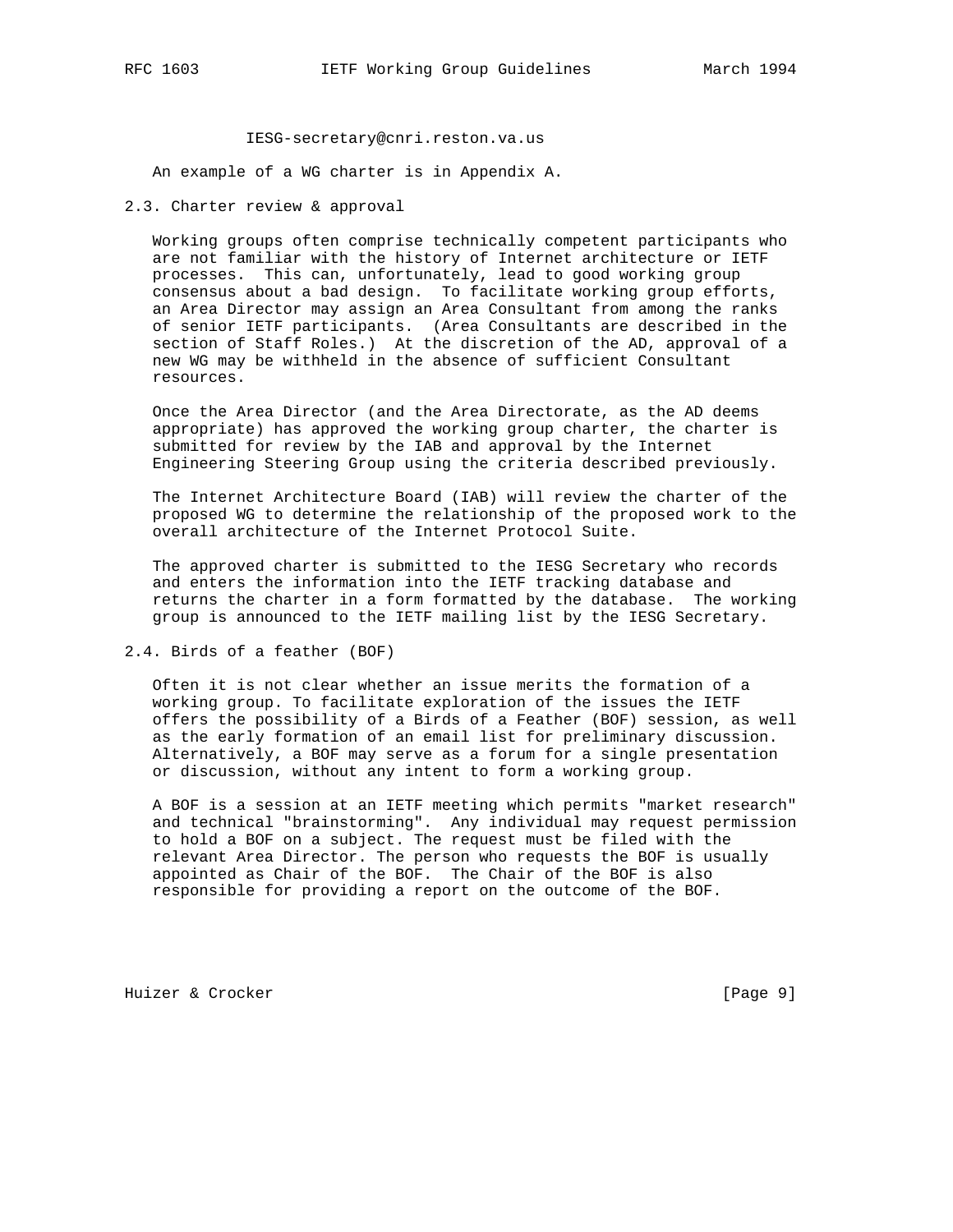IESG-secretary@cnri.reston.va.us

An example of a WG charter is in Appendix A.

### 2.3. Charter review & approval

Working groups often comprise technically competent participants who are not familiar with the history of Internet architecture or IETF processes. This can, unfortunately, lead to good working group consensus about a bad design. To facilitate working group efforts, an Area Director may assign an Area Consultant from among the ranks of senior IETF participants. (Area Consultants are described in the section of Staff Roles.) At the discretion of the AD, approval of a new WG may be withheld in the absence of sufficient Consultant resources.

Once the Area Director (and the Area Directorate, as the AD deems appropriate) has approved the working group charter, the charter is submitted for review by the IAB and approval by the Internet Engineering Steering Group using the criteria described previously.

The Internet Architecture Board (IAB) will review the charter of the proposed WG to determine the relationship of the proposed work to the overall architecture of the Internet Protocol Suite.

The approved charter is submitted to the IESG Secretary who records and enters the information into the IETF tracking database and returns the charter in a form formatted by the database. The working group is announced to the IETF mailing list by the IESG Secretary.

### 2.4. Birds of a feather (BOF)

Often it is not clear whether an issue merits the formation of a working group. To facilitate exploration of the issues the IETF offers the possibility of a Birds of a Feather (BOF) session, as well as the early formation of an email list for preliminary discussion. Alternatively, a BOF may serve as a forum for a single presentation or discussion, without any intent to form a working group.

A BOF is a session at an IETF meeting which permits "market research" and technical "brainstorming". Any individual may request permission to hold a BOF on a subject. The request must be filed with the relevant Area Director. The person who requests the BOF is usually appointed as Chair of the BOF. The Chair of the BOF is also responsible for providing a report on the outcome of the BOF.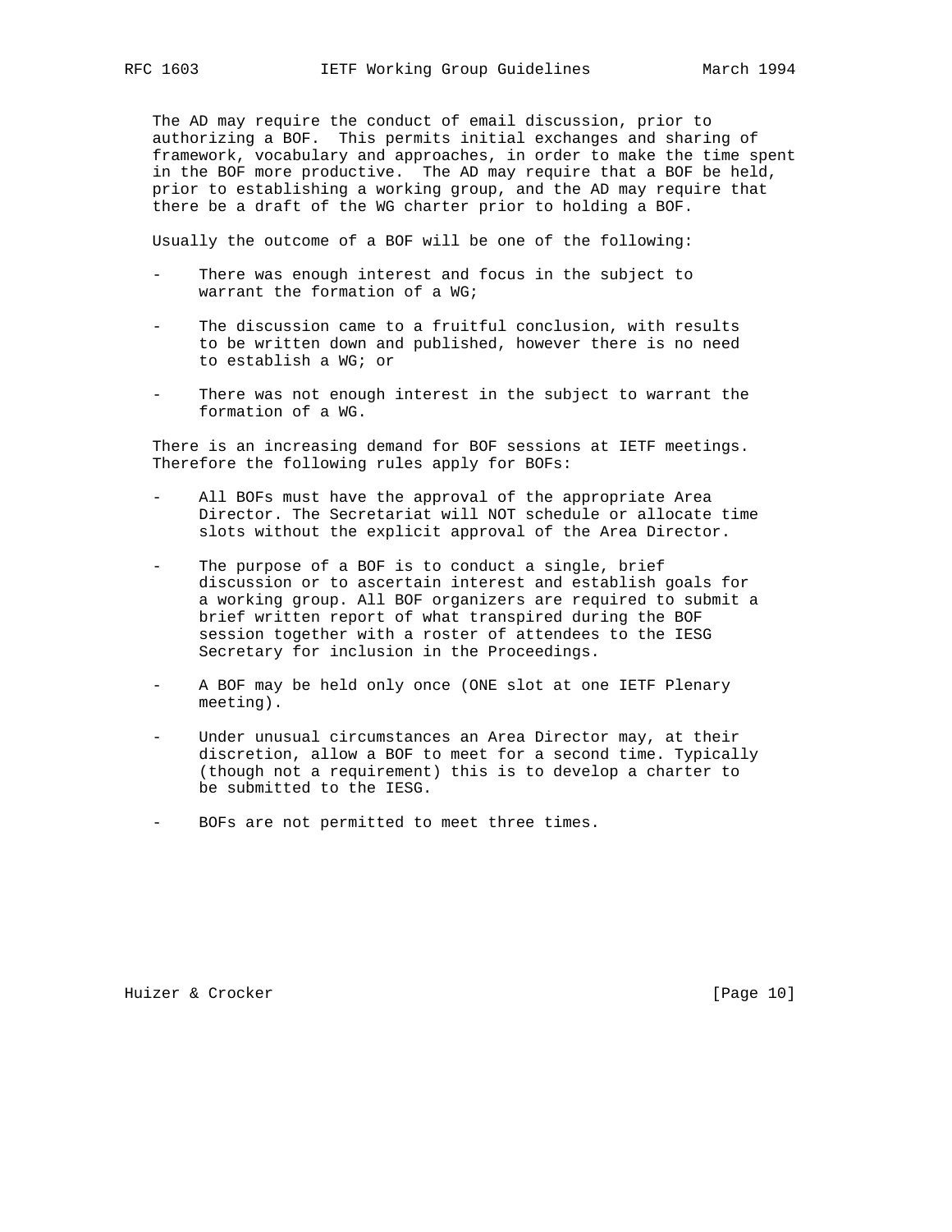The AD may require the conduct of email discussion, prior to authorizing a BOF. This permits initial exchanges and sharing of framework, vocabulary and approaches, in order to make the time spent in the BOF more productive. The AD may require that a BOF be held, prior to establishing a working group, and the AD may require that there be a draft of the WG charter prior to holding a BOF.

Usually the outcome of a BOF will be one of the following:

- There was enough interest and focus in the subject to warrant the formation of a WG;
- The discussion came to a fruitful conclusion, with results to be written down and published, however there is no need to establish a WG; or
- There was not enough interest in the subject to warrant the formation of a WG.

There is an increasing demand for BOF sessions at IETF meetings. Therefore the following rules apply for BOFs:

- All BOFs must have the approval of the appropriate Area Director. The Secretariat will NOT schedule or allocate time slots without the explicit approval of the Area Director.
- The purpose of a BOF is to conduct a single, brief discussion or to ascertain interest and establish goals for a working group. All BOF organizers are required to submit a brief written report of what transpired during the BOF session together with a roster of attendees to the IESG Secretary for inclusion in the Proceedings.
- A BOF may be held only once (ONE slot at one IETF Plenary meeting).
- Under unusual circumstances an Area Director may, at their discretion, allow a BOF to meet for a second time. Typically (though not a requirement) this is to develop a charter to be submitted to the IESG.
- BOFs are not permitted to meet three times.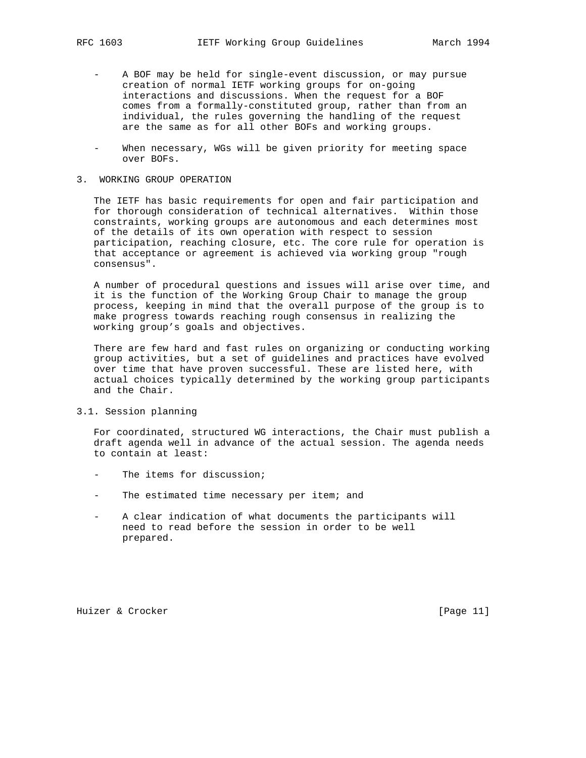- A BOF may be held for single-event discussion, or may pursue creation of normal IETF working groups for on-going interactions and discussions. When the request for a BOF comes from a formally-constituted group, rather than from an individual, the rules governing the handling of the request are the same as for all other BOFs and working groups.

- When necessary, WGs will be given priority for meeting space over BOFs.

## 3. WORKING GROUP OPERATION

The IETF has basic requirements for open and fair participation and for thorough consideration of technical alternatives. Within those constraints, working groups are autonomous and each determines most of the details of its own operation with respect to session participation, reaching closure, etc. The core rule for operation is that acceptance or agreement is achieved via working group "rough consensus".

A number of procedural questions and issues will arise over time, and it is the function of the Working Group Chair to manage the group process, keeping in mind that the overall purpose of the group is to make progress towards reaching rough consensus in realizing the working group's goals and objectives.

There are few hard and fast rules on organizing or conducting working group activities, but a set of guidelines and practices have evolved over time that have proven successful. These are listed here, with actual choices typically determined by the working group participants and the Chair.

### 3.1. Session planning

For coordinated, structured WG interactions, the Chair must publish a draft agenda well in advance of the actual session. The agenda needs to contain at least:

- The items for discussion;

- The estimated time necessary per item; and

- A clear indication of what documents the participants will need to read before the session in order to be well prepared.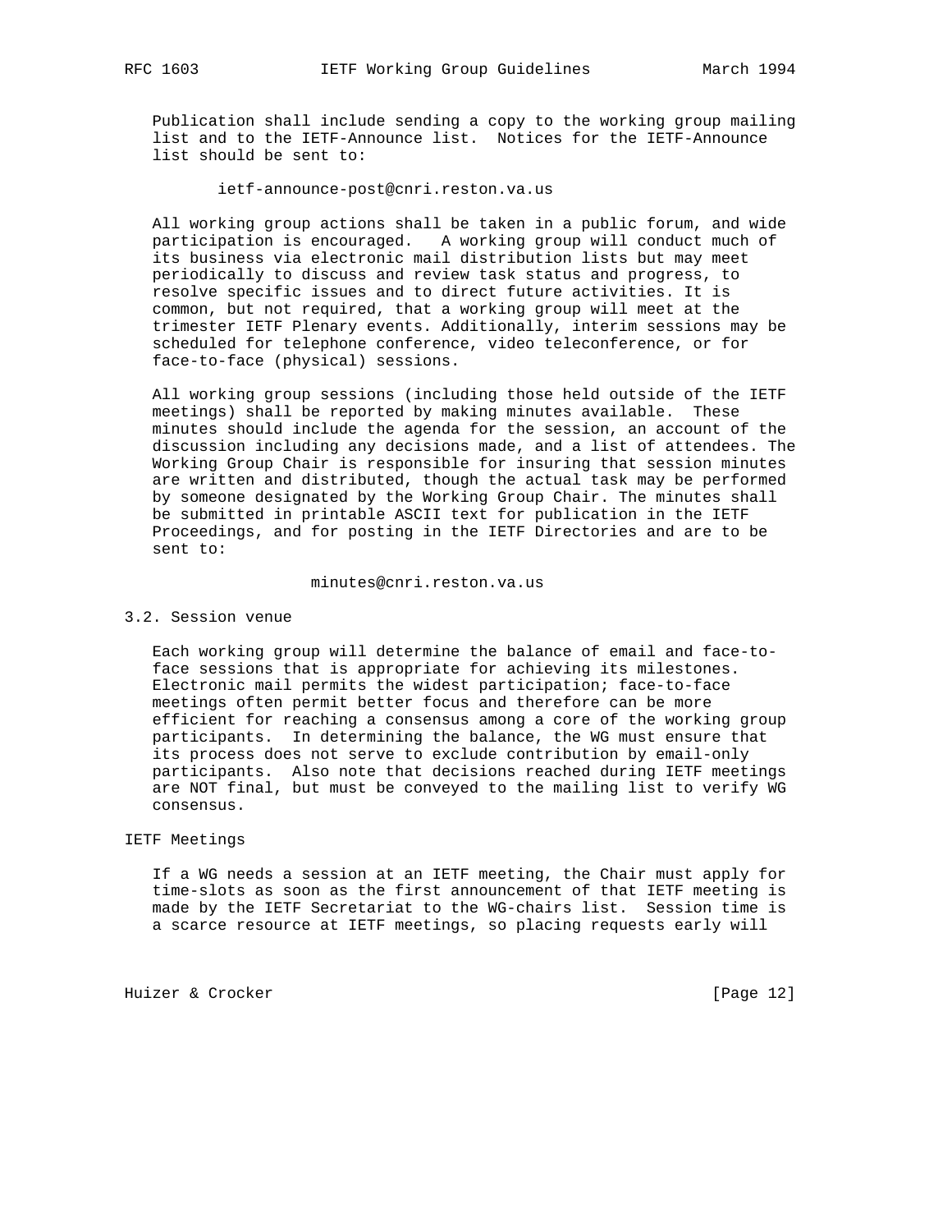Publication shall include sending a copy to the working group mailing list and to the IETF-Announce list. Notices for the IETF-Announce list should be sent to:

ietf-announce-post@cnri.reston.va.us

All working group actions shall be taken in a public forum, and wide participation is encouraged. A working group will conduct much of its business via electronic mail distribution lists but may meet periodically to discuss and review task status and progress, to resolve specific issues and to direct future activities. It is common, but not required, that a working group will meet at the trimester IETF Plenary events. Additionally, interim sessions may be scheduled for telephone conference, video teleconference, or for face-to-face (physical) sessions.

All working group sessions (including those held outside of the IETF meetings) shall be reported by making minutes available. These minutes should include the agenda for the session, an account of the discussion including any decisions made, and a list of attendees. The Working Group Chair is responsible for insuring that session minutes are written and distributed, though the actual task may be performed by someone designated by the Working Group Chair. The minutes shall be submitted in printable ASCII text for publication in the IETF Proceedings, and for posting in the IETF Directories and are to be sent to:

minutes@cnri.reston.va.us

## 3.2. Session venue

Each working group will determine the balance of email and face-to-face sessions that is appropriate for achieving its milestones. Electronic mail permits the widest participation; face-to-face meetings often permit better focus and therefore can be more efficient for reaching a consensus among a core of the working group participants. In determining the balance, the WG must ensure that its process does not serve to exclude contribution by email-only participants. Also note that decisions reached during IETF meetings are NOT final, but must be conveyed to the mailing list to verify WG consensus.

### IETF Meetings

If a WG needs a session at an IETF meeting, the Chair must apply for time-slots as soon as the first announcement of that IETF meeting is made by the IETF Secretariat to the WG-chairs list. Session time is a scarce resource at IETF meetings, so placing requests early will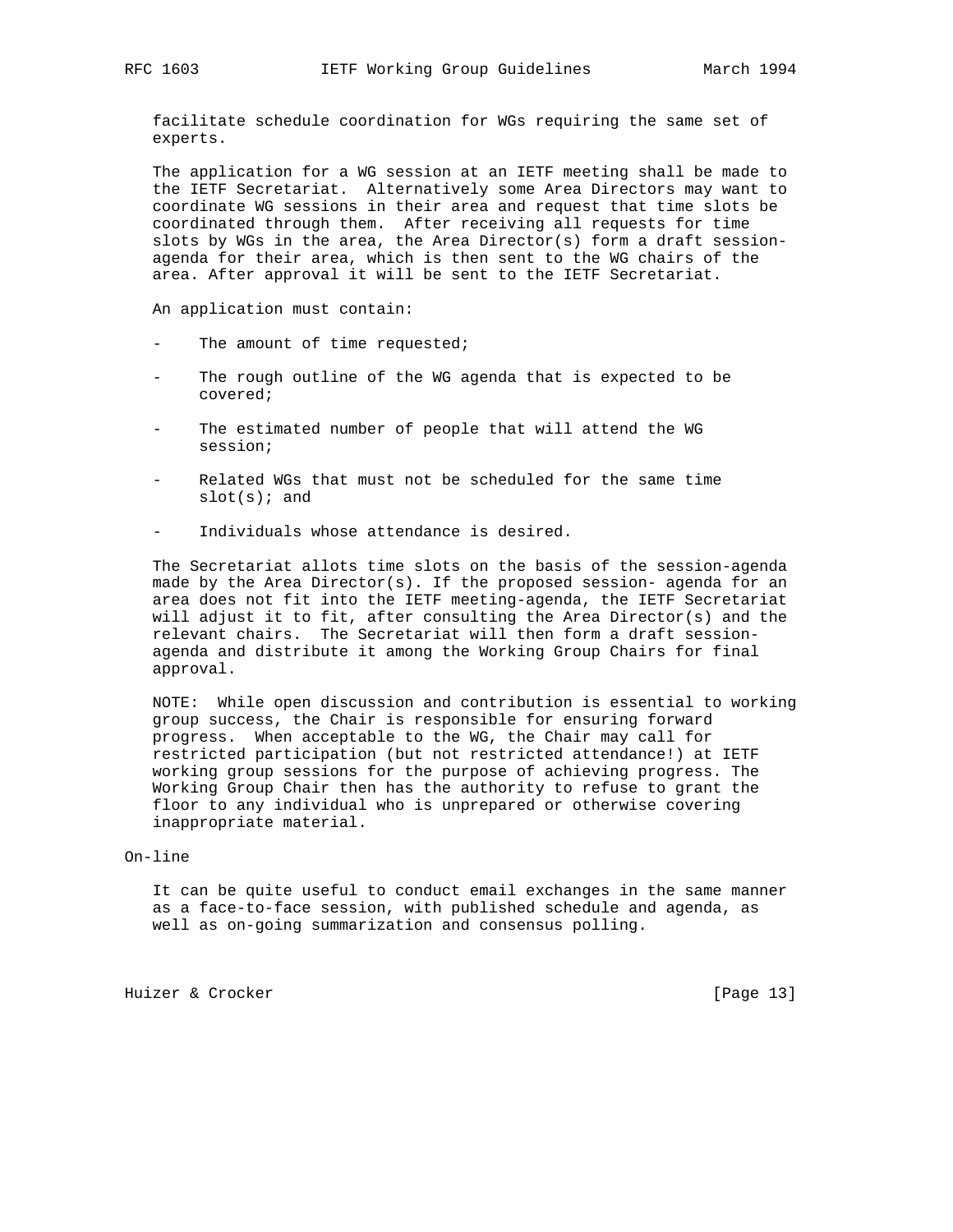facilitate schedule coordination for WGs requiring the same set of experts.

The application for a WG session at an IETF meeting shall be made to the IETF Secretariat. Alternatively some Area Directors may want to coordinate WG sessions in their area and request that time slots be coordinated through them. After receiving all requests for time slots by WGs in the area, the Area Director(s) form a draft session-agenda for their area, which is then sent to the WG chairs of the area. After approval it will be sent to the IETF Secretariat.

An application must contain:

- The amount of time requested;
- The rough outline of the WG agenda that is expected to be covered;
- The estimated number of people that will attend the WG session;
- Related WGs that must not be scheduled for the same time slot(s); and
- Individuals whose attendance is desired.

The Secretariat allots time slots on the basis of the session-agenda made by the Area Director(s). If the proposed session- agenda for an area does not fit into the IETF meeting-agenda, the IETF Secretariat will adjust it to fit, after consulting the Area Director(s) and the relevant chairs. The Secretariat will then form a draft session-agenda and distribute it among the Working Group Chairs for final approval.

NOTE: While open discussion and contribution is essential to working group success, the Chair is responsible for ensuring forward progress. When acceptable to the WG, the Chair may call for restricted participation (but not restricted attendance!) at IETF working group sessions for the purpose of achieving progress. The Working Group Chair then has the authority to refuse to grant the floor to any individual who is unprepared or otherwise covering inappropriate material.

On-line

It can be quite useful to conduct email exchanges in the same manner as a face-to-face session, with published schedule and agenda, as well as on-going summarization and consensus polling.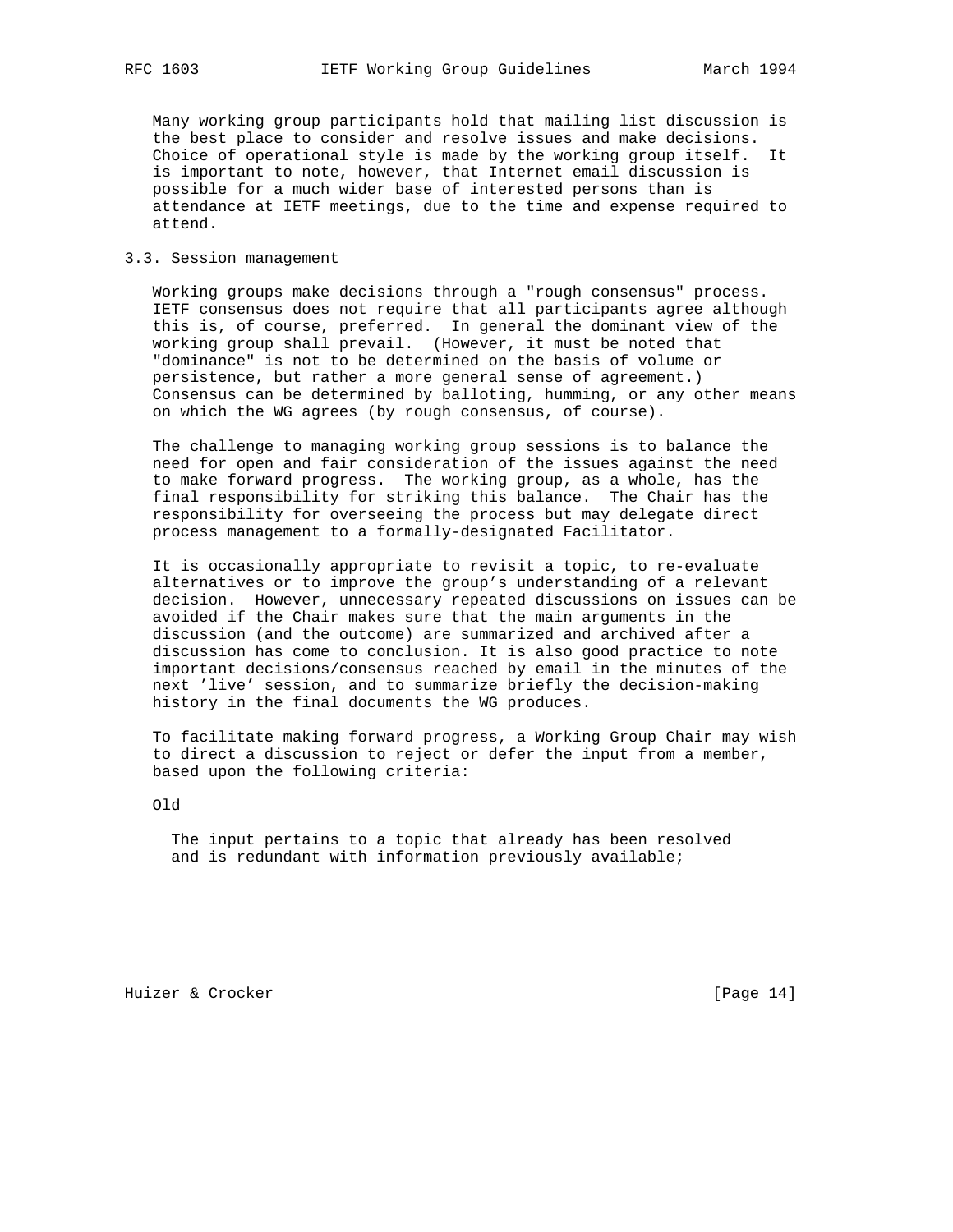Many working group participants hold that mailing list discussion is the best place to consider and resolve issues and make decisions. Choice of operational style is made by the working group itself. It is important to note, however, that Internet email discussion is possible for a much wider base of interested persons than is attendance at IETF meetings, due to the time and expense required to attend.

### 3.3. Session management

Working groups make decisions through a "rough consensus" process. IETF consensus does not require that all participants agree although this is, of course, preferred. In general the dominant view of the working group shall prevail. (However, it must be noted that "dominance" is not to be determined on the basis of volume or persistence, but rather a more general sense of agreement.) Consensus can be determined by balloting, humming, or any other means on which the WG agrees (by rough consensus, of course).

The challenge to managing working group sessions is to balance the need for open and fair consideration of the issues against the need to make forward progress. The working group, as a whole, has the final responsibility for striking this balance. The Chair has the responsibility for overseeing the process but may delegate direct process management to a formally-designated Facilitator.

It is occasionally appropriate to revisit a topic, to re-evaluate alternatives or to improve the group's understanding of a relevant decision. However, unnecessary repeated discussions on issues can be avoided if the Chair makes sure that the main arguments in the discussion (and the outcome) are summarized and archived after a discussion has come to conclusion. It is also good practice to note important decisions/consensus reached by email in the minutes of the next 'live' session, and to summarize briefly the decision-making history in the final documents the WG produces.

To facilitate making forward progress, a Working Group Chair may wish to direct a discussion to reject or defer the input from a member, based upon the following criteria:

Old

> The input pertains to a topic that already has been resolved and is redundant with information previously available;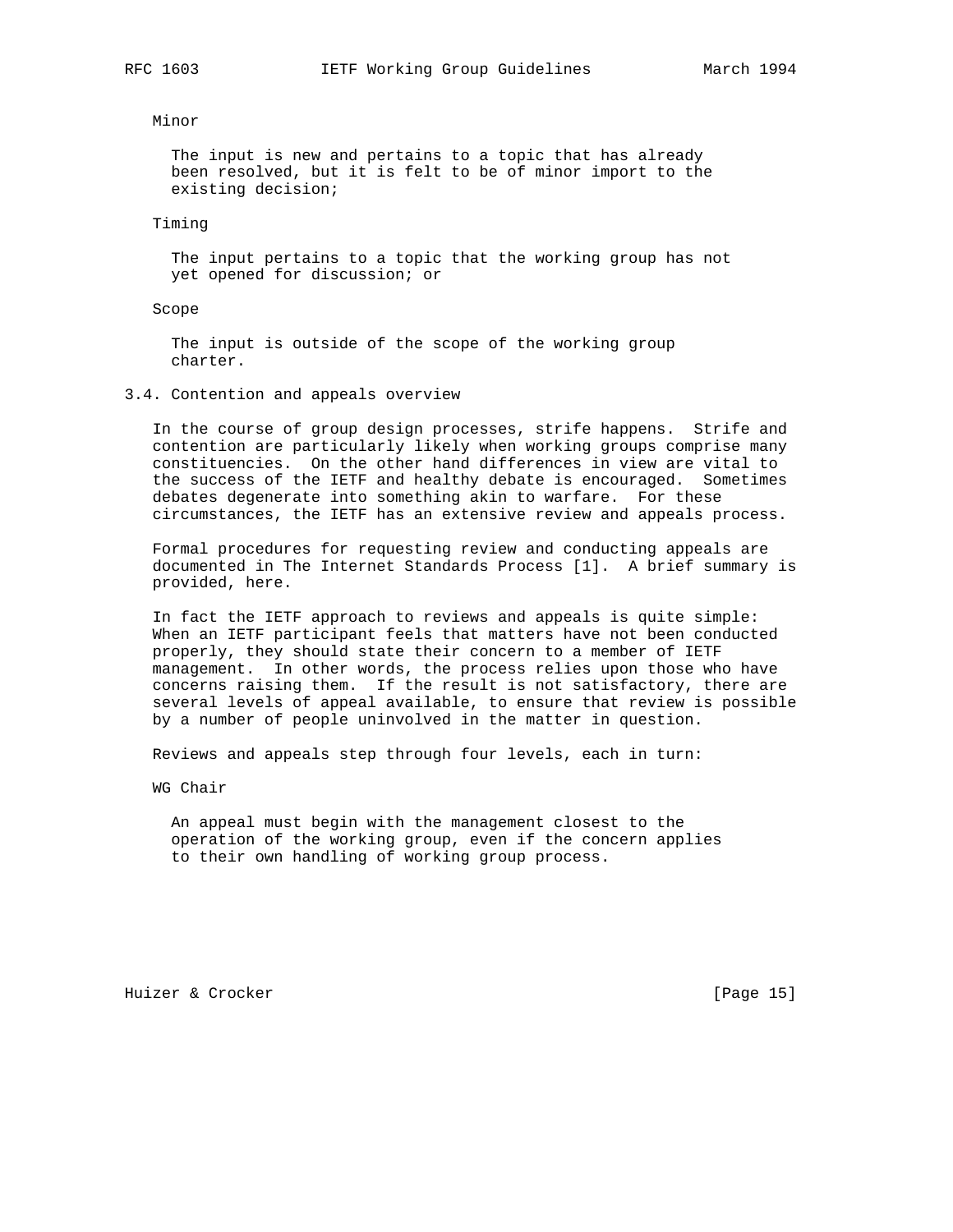Minor

The input is new and pertains to a topic that has already been resolved, but it is felt to be of minor import to the existing decision;

Timing

The input pertains to a topic that the working group has not yet opened for discussion; or

Scope

The input is outside of the scope of the working group charter.

### 3.4. Contention and appeals overview

In the course of group design processes, strife happens. Strife and contention are particularly likely when working groups comprise many constituencies. On the other hand differences in view are vital to the success of the IETF and healthy debate is encouraged. Sometimes debates degenerate into something akin to warfare. For these circumstances, the IETF has an extensive review and appeals process.

Formal procedures for requesting review and conducting appeals are documented in The Internet Standards Process [1]. A brief summary is provided, here.

In fact the IETF approach to reviews and appeals is quite simple: When an IETF participant feels that matters have not been conducted properly, they should state their concern to a member of IETF management. In other words, the process relies upon those who have concerns raising them. If the result is not satisfactory, there are several levels of appeal available, to ensure that review is possible by a number of people uninvolved in the matter in question.

Reviews and appeals step through four levels, each in turn:

WG Chair

An appeal must begin with the management closest to the operation of the working group, even if the concern applies to their own handling of working group process.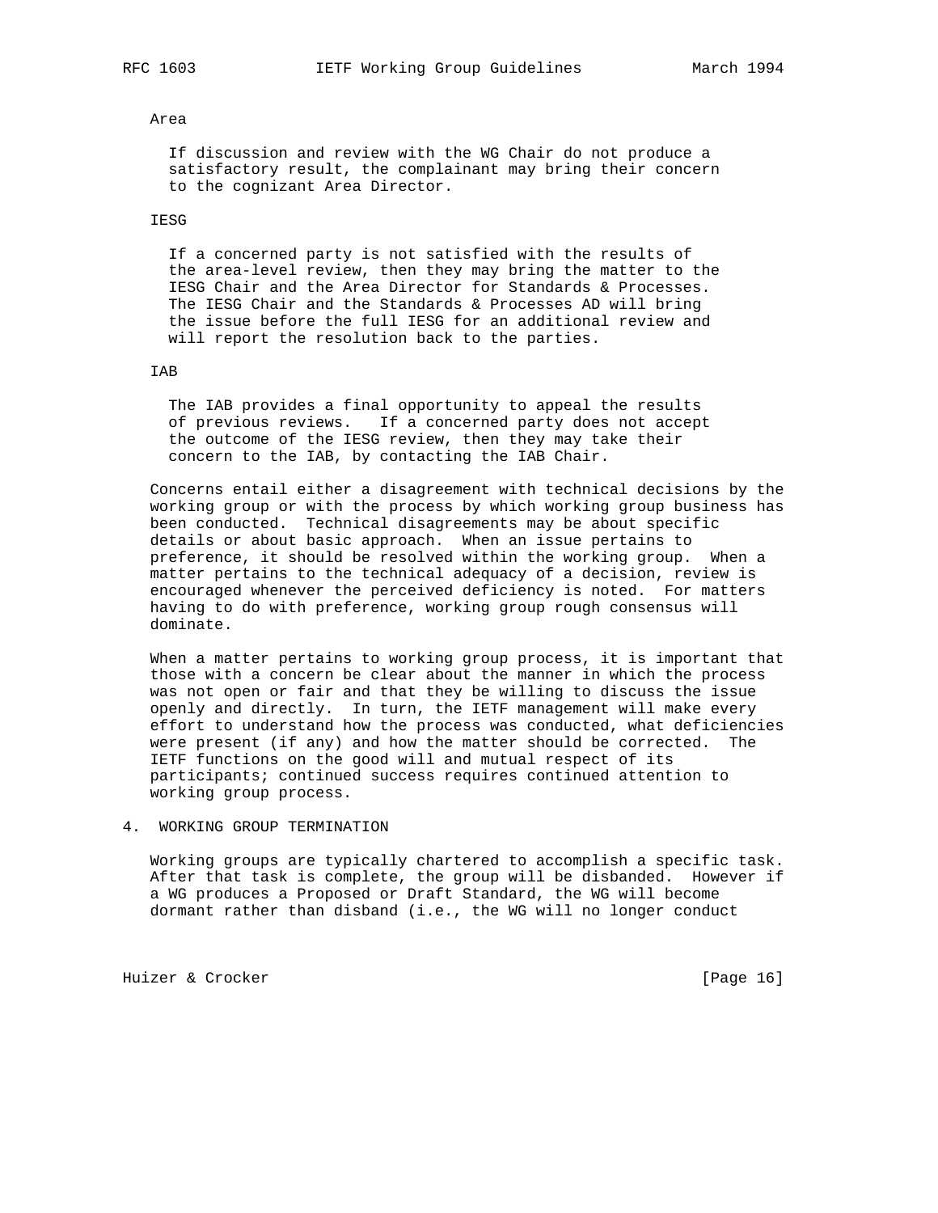Area

If discussion and review with the WG Chair do not produce a satisfactory result, the complainant may bring their concern to the cognizant Area Director.

IESG

If a concerned party is not satisfied with the results of the area-level review, then they may bring the matter to the IESG Chair and the Area Director for Standards & Processes. The IESG Chair and the Standards & Processes AD will bring the issue before the full IESG for an additional review and will report the resolution back to the parties.

IAB

The IAB provides a final opportunity to appeal the results of previous reviews. If a concerned party does not accept the outcome of the IESG review, then they may take their concern to the IAB, by contacting the IAB Chair.

Concerns entail either a disagreement with technical decisions by the working group or with the process by which working group business has been conducted. Technical disagreements may be about specific details or about basic approach. When an issue pertains to preference, it should be resolved within the working group. When a matter pertains to the technical adequacy of a decision, review is encouraged whenever the perceived deficiency is noted. For matters having to do with preference, working group rough consensus will dominate.

When a matter pertains to working group process, it is important that those with a concern be clear about the manner in which the process was not open or fair and that they be willing to discuss the issue openly and directly. In turn, the IETF management will make every effort to understand how the process was conducted, what deficiencies were present (if any) and how the matter should be corrected. The IETF functions on the good will and mutual respect of its participants; continued success requires continued attention to working group process.

## 4. WORKING GROUP TERMINATION

Working groups are typically chartered to accomplish a specific task. After that task is complete, the group will be disbanded. However if a WG produces a Proposed or Draft Standard, the WG will become dormant rather than disband (i.e., the WG will no longer conduct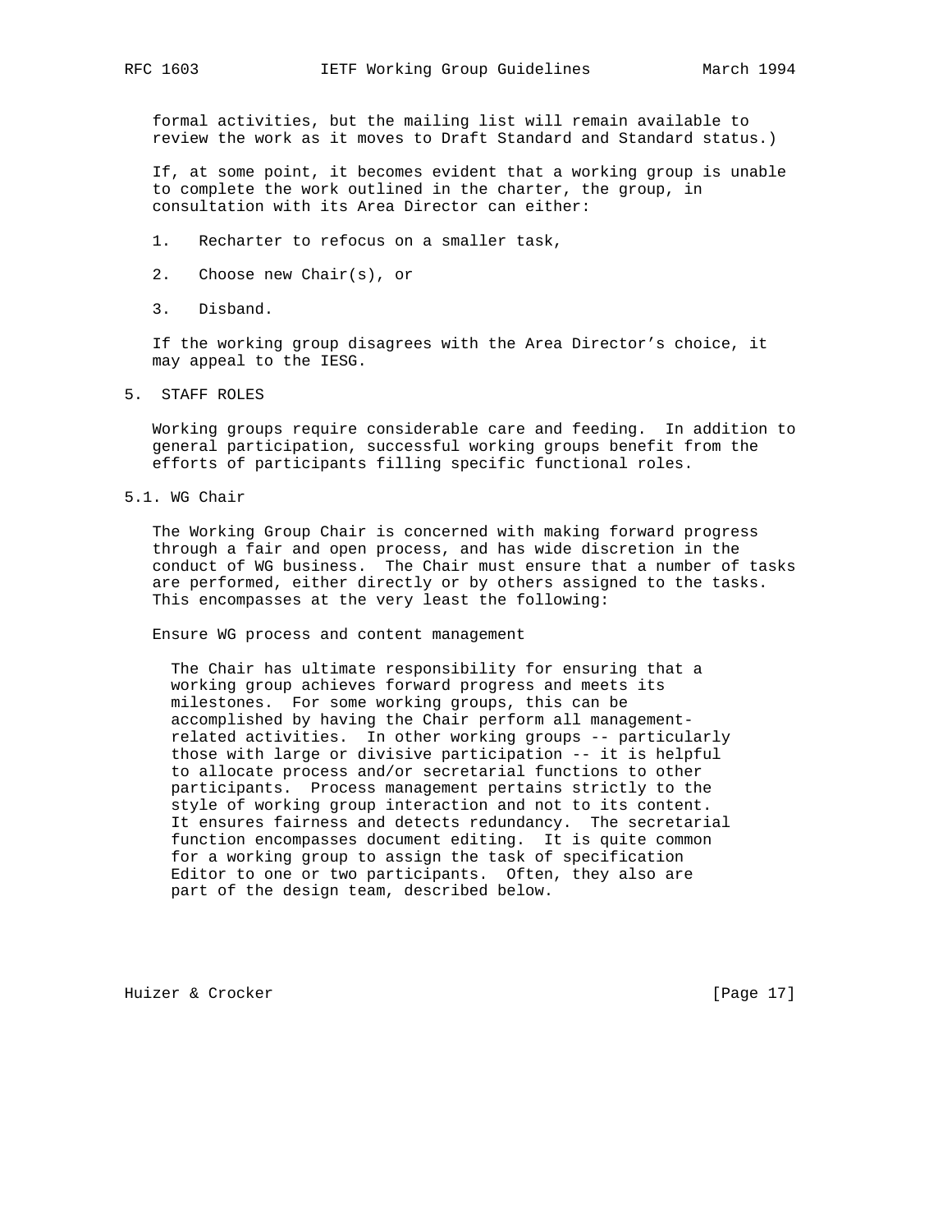formal activities, but the mailing list will remain available to review the work as it moves to Draft Standard and Standard status.)

If, at some point, it becomes evident that a working group is unable to complete the work outlined in the charter, the group, in consultation with its Area Director can either:

1. Recharter to refocus on a smaller task,

2. Choose new Chair(s), or

3. Disband.

If the working group disagrees with the Area Director’s choice, it may appeal to the IESG.

## 5. STAFF ROLES

Working groups require considerable care and feeding. In addition to general participation, successful working groups benefit from the efforts of participants filling specific functional roles.

### 5.1. WG Chair

The Working Group Chair is concerned with making forward progress through a fair and open process, and has wide discretion in the conduct of WG business. The Chair must ensure that a number of tasks are performed, either directly or by others assigned to the tasks. This encompasses at the very least the following:

Ensure WG process and content management

The Chair has ultimate responsibility for ensuring that a working group achieves forward progress and meets its milestones. For some working groups, this can be accomplished by having the Chair perform all management-related activities. In other working groups -- particularly those with large or divisive participation -- it is helpful to allocate process and/or secretarial functions to other participants. Process management pertains strictly to the style of working group interaction and not to its content. It ensures fairness and detects redundancy. The secretarial function encompasses document editing. It is quite common for a working group to assign the task of specification Editor to one or two participants. Often, they also are part of the design team, described below.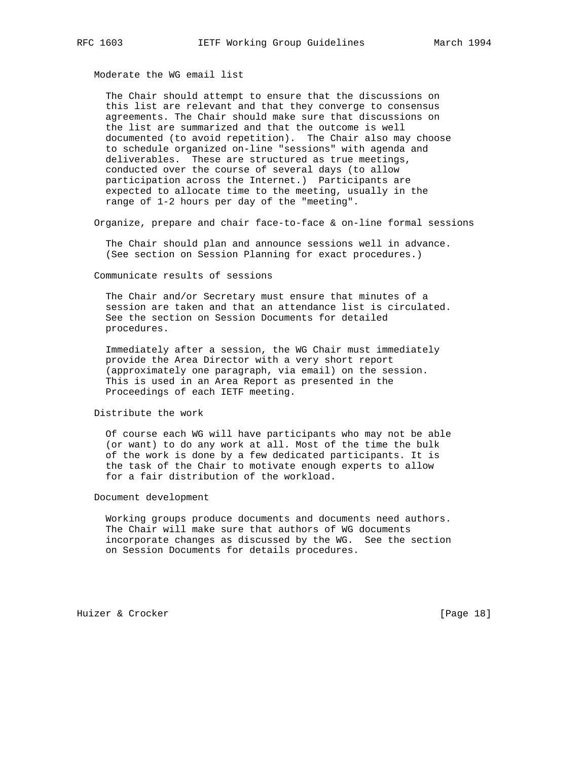Moderate the WG email list

The Chair should attempt to ensure that the discussions on this list are relevant and that they converge to consensus agreements. The Chair should make sure that discussions on the list are summarized and that the outcome is well documented (to avoid repetition). The Chair also may choose to schedule organized on-line "sessions" with agenda and deliverables. These are structured as true meetings, conducted over the course of several days (to allow participation across the Internet.) Participants are expected to allocate time to the meeting, usually in the range of 1-2 hours per day of the "meeting".

Organize, prepare and chair face-to-face & on-line formal sessions

The Chair should plan and announce sessions well in advance. (See section on Session Planning for exact procedures.)

Communicate results of sessions

The Chair and/or Secretary must ensure that minutes of a session are taken and that an attendance list is circulated. See the section on Session Documents for detailed procedures.

Immediately after a session, the WG Chair must immediately provide the Area Director with a very short report (approximately one paragraph, via email) on the session. This is used in an Area Report as presented in the Proceedings of each IETF meeting.

Distribute the work

Of course each WG will have participants who may not be able (or want) to do any work at all. Most of the time the bulk of the work is done by a few dedicated participants. It is the task of the Chair to motivate enough experts to allow for a fair distribution of the workload.

Document development

Working groups produce documents and documents need authors. The Chair will make sure that authors of WG documents incorporate changes as discussed by the WG. See the section on Session Documents for details procedures.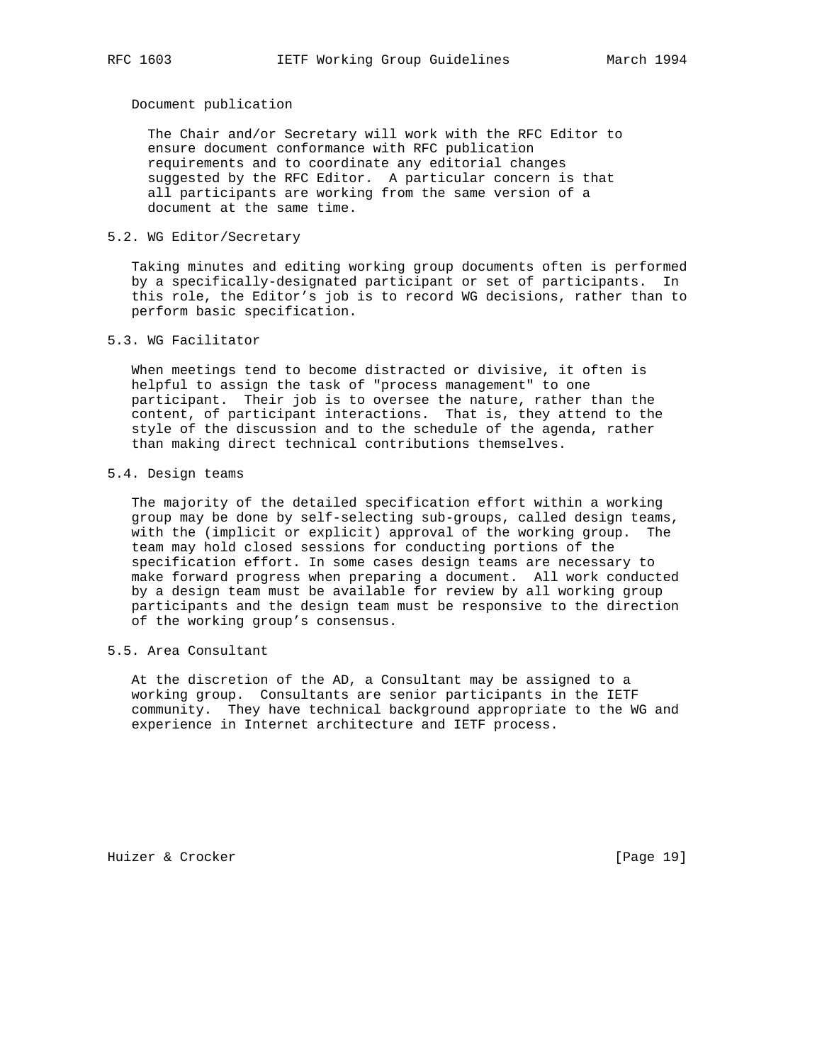Document publication

The Chair and/or Secretary will work with the RFC Editor to ensure document conformance with RFC publication requirements and to coordinate any editorial changes suggested by the RFC Editor. A particular concern is that all participants are working from the same version of a document at the same time.

## 5.2. WG Editor/Secretary

Taking minutes and editing working group documents often is performed by a specifically-designated participant or set of participants. In this role, the Editor's job is to record WG decisions, rather than to perform basic specification.

## 5.3. WG Facilitator

When meetings tend to become distracted or divisive, it often is helpful to assign the task of "process management" to one participant. Their job is to oversee the nature, rather than the content, of participant interactions. That is, they attend to the style of the discussion and to the schedule of the agenda, rather than making direct technical contributions themselves.

## 5.4. Design teams

The majority of the detailed specification effort within a working group may be done by self-selecting sub-groups, called design teams, with the (implicit or explicit) approval of the working group. The team may hold closed sessions for conducting portions of the specification effort. In some cases design teams are necessary to make forward progress when preparing a document. All work conducted by a design team must be available for review by all working group participants and the design team must be responsive to the direction of the working group's consensus.

## 5.5. Area Consultant

At the discretion of the AD, a Consultant may be assigned to a working group. Consultants are senior participants in the IETF community. They have technical background appropriate to the WG and experience in Internet architecture and IETF process.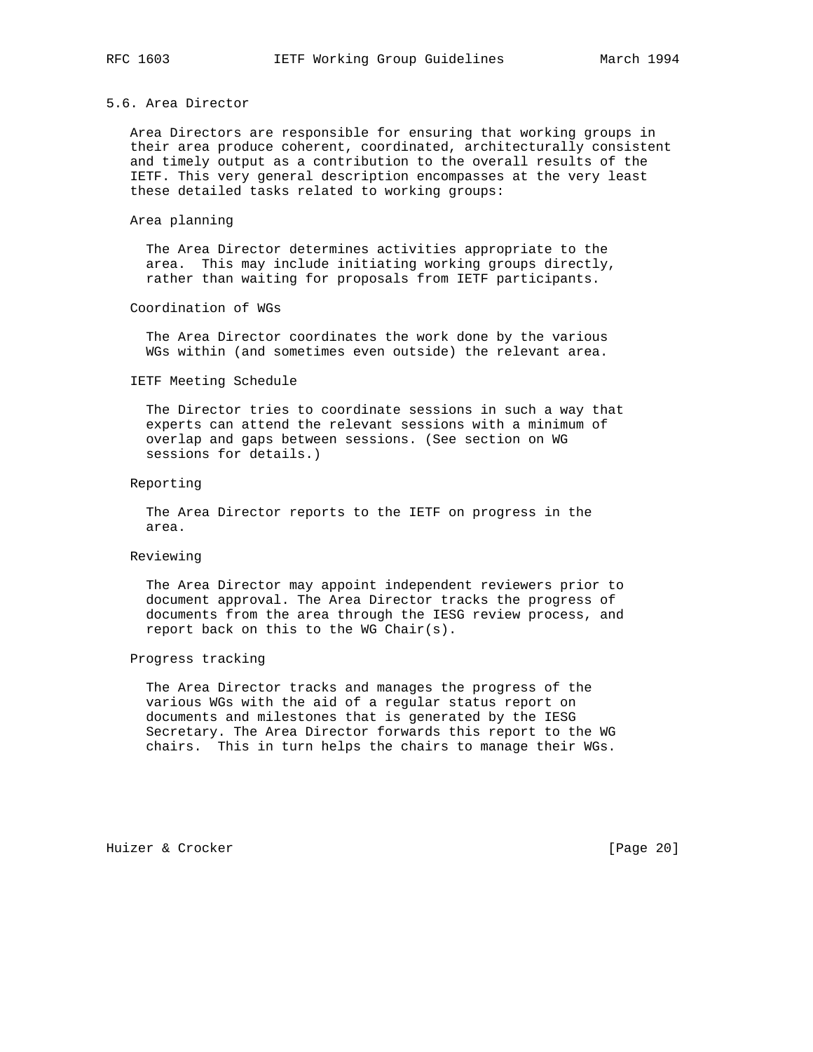### 5.6. Area Director

Area Directors are responsible for ensuring that working groups in their area produce coherent, coordinated, architecturally consistent and timely output as a contribution to the overall results of the IETF. This very general description encompasses at the very least these detailed tasks related to working groups:

Area planning

The Area Director determines activities appropriate to the area. This may include initiating working groups directly, rather than waiting for proposals from IETF participants.

Coordination of WGs

The Area Director coordinates the work done by the various WGs within (and sometimes even outside) the relevant area.

IETF Meeting Schedule

The Director tries to coordinate sessions in such a way that experts can attend the relevant sessions with a minimum of overlap and gaps between sessions. (See section on WG sessions for details.)

Reporting

The Area Director reports to the IETF on progress in the area.

Reviewing

The Area Director may appoint independent reviewers prior to document approval. The Area Director tracks the progress of documents from the area through the IESG review process, and report back on this to the WG Chair(s).

Progress tracking

The Area Director tracks and manages the progress of the various WGs with the aid of a regular status report on documents and milestones that is generated by the IESG Secretary. The Area Director forwards this report to the WG chairs. This in turn helps the chairs to manage their WGs.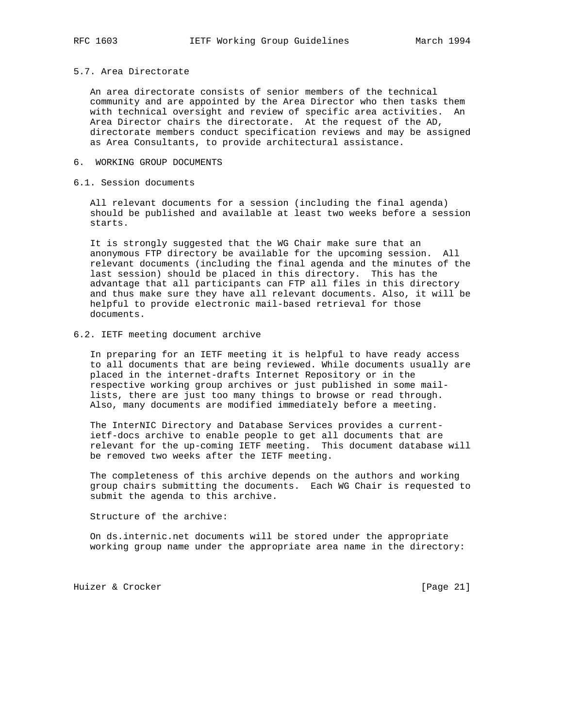### 5.7. Area Directorate

An area directorate consists of senior members of the technical community and are appointed by the Area Director who then tasks them with technical oversight and review of specific area activities. An Area Director chairs the directorate. At the request of the AD, directorate members conduct specification reviews and may be assigned as Area Consultants, to provide architectural assistance.

## 6. WORKING GROUP DOCUMENTS

### 6.1. Session documents

All relevant documents for a session (including the final agenda) should be published and available at least two weeks before a session starts.

It is strongly suggested that the WG Chair make sure that an anonymous FTP directory be available for the upcoming session. All relevant documents (including the final agenda and the minutes of the last session) should be placed in this directory. This has the advantage that all participants can FTP all files in this directory and thus make sure they have all relevant documents. Also, it will be helpful to provide electronic mail-based retrieval for those documents.

### 6.2. IETF meeting document archive

In preparing for an IETF meeting it is helpful to have ready access to all documents that are being reviewed. While documents usually are placed in the internet-drafts Internet Repository or in the respective working group archives or just published in some mail-lists, there are just too many things to browse or read through. Also, many documents are modified immediately before a meeting.

The InterNIC Directory and Database Services provides a current-ietf-docs archive to enable people to get all documents that are relevant for the up-coming IETF meeting. This document database will be removed two weeks after the IETF meeting.

The completeness of this archive depends on the authors and working group chairs submitting the documents. Each WG Chair is requested to submit the agenda to this archive.

Structure of the archive:

On ds.internic.net documents will be stored under the appropriate working group name under the appropriate area name in the directory: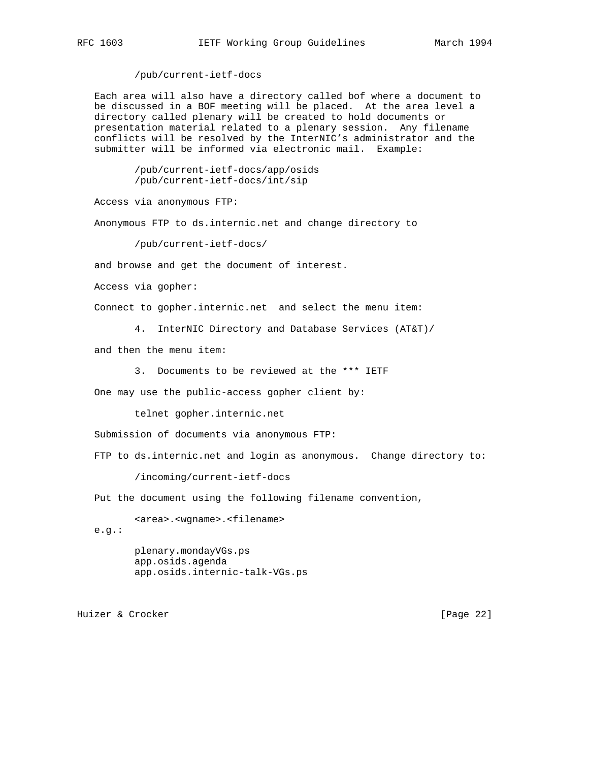/pub/current-ietf-docs

Each area will also have a directory called bof where a document to be discussed in a BOF meeting will be placed. At the area level a directory called plenary will be created to hold documents or presentation material related to a plenary session. Any filename conflicts will be resolved by the InterNIC's administrator and the submitter will be informed via electronic mail. Example:

```
/pub/current-ietf-docs/app/osids
/pub/current-ietf-docs/int/sip
```

Access via anonymous FTP:

Anonymous FTP to ds.internic.net and change directory to

```
/pub/current-ietf-docs/
```

and browse and get the document of interest.

Access via gopher:

Connect to gopher.internic.net and select the menu item:

```
4.  InterNIC Directory and Database Services (AT&T)/
```

and then the menu item:

```
3.  Documents to be reviewed at the *** IETF
```

One may use the public-access gopher client by:

```
telnet gopher.internic.net
```

Submission of documents via anonymous FTP:

FTP to ds.internic.net and login as anonymous. Change directory to:

```
/incoming/current-ietf-docs
```

Put the document using the following filename convention,

```
<area>.<wgname>.<filename>
```

e.g.:

```
plenary.mondayVGs.ps
app.osids.agenda
app.osids.internic-talk-VGs.ps
```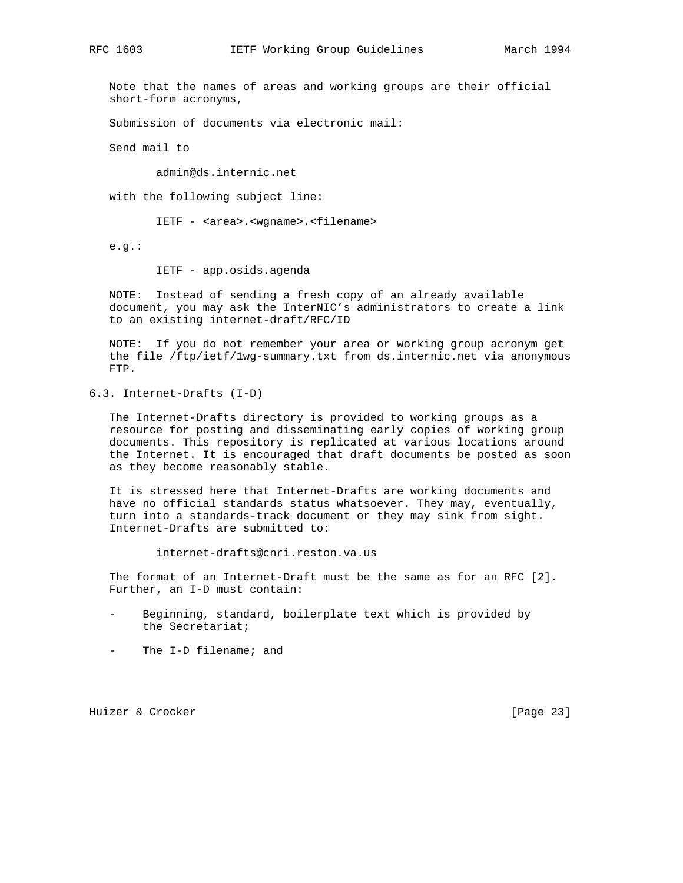Note that the names of areas and working groups are their official short-form acronyms,

Submission of documents via electronic mail:

Send mail to

```
admin@ds.internic.net
```

with the following subject line:

```
IETF - <area>.<wgname>.<filename>
```

e.g.:

```
IETF - app.osids.agenda
```

NOTE: Instead of sending a fresh copy of an already available document, you may ask the InterNIC's administrators to create a link to an existing internet-draft/RFC/ID

NOTE: If you do not remember your area or working group acronym get the file /ftp/ietf/1wg-summary.txt from ds.internic.net via anonymous FTP.

## 6.3. Internet-Drafts (I-D)

The Internet-Drafts directory is provided to working groups as a resource for posting and disseminating early copies of working group documents. This repository is replicated at various locations around the Internet. It is encouraged that draft documents be posted as soon as they become reasonably stable.

It is stressed here that Internet-Drafts are working documents and have no official standards status whatsoever. They may, eventually, turn into a standards-track document or they may sink from sight. Internet-Drafts are submitted to:

```
internet-drafts@cnri.reston.va.us
```

The format of an Internet-Draft must be the same as for an RFC [2]. Further, an I-D must contain:

- Beginning, standard, boilerplate text which is provided by the Secretariat;
- The I-D filename; and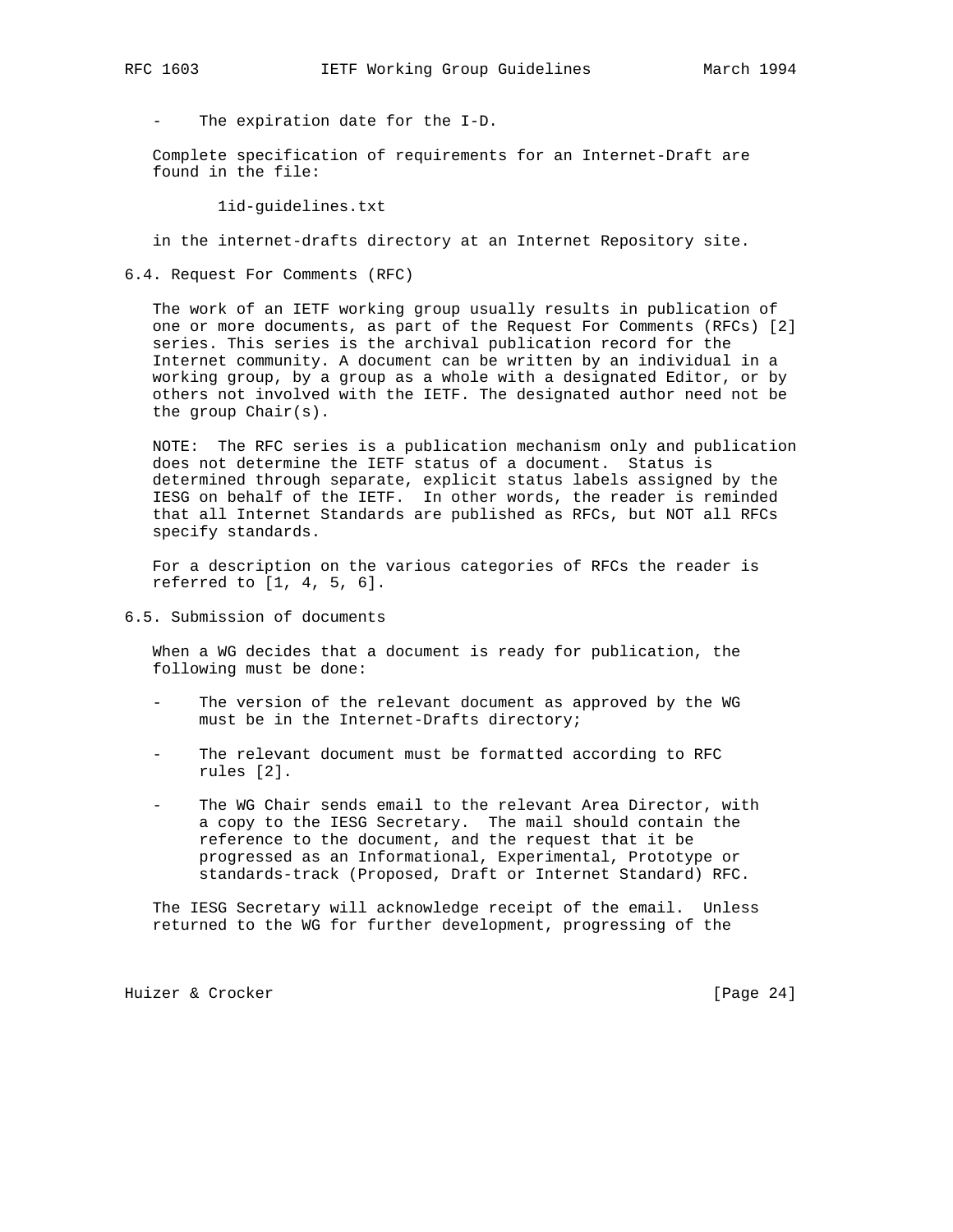- The expiration date for the I-D.

Complete specification of requirements for an Internet-Draft are found in the file:

```
1id-guidelines.txt
```

in the internet-drafts directory at an Internet Repository site.

### 6.4. Request For Comments (RFC)

The work of an IETF working group usually results in publication of one or more documents, as part of the Request For Comments (RFCs) [2] series. This series is the archival publication record for the Internet community. A document can be written by an individual in a working group, by a group as a whole with a designated Editor, or by others not involved with the IETF. The designated author need not be the group Chair(s).

NOTE: The RFC series is a publication mechanism only and publication does not determine the IETF status of a document. Status is determined through separate, explicit status labels assigned by the IESG on behalf of the IETF. In other words, the reader is reminded that all Internet Standards are published as RFCs, but NOT all RFCs specify standards.

For a description on the various categories of RFCs the reader is referred to [1, 4, 5, 6].

### 6.5. Submission of documents

When a WG decides that a document is ready for publication, the following must be done:

- The version of the relevant document as approved by the WG must be in the Internet-Drafts directory;
- The relevant document must be formatted according to RFC rules [2].
- The WG Chair sends email to the relevant Area Director, with a copy to the IESG Secretary. The mail should contain the reference to the document, and the request that it be progressed as an Informational, Experimental, Prototype or standards-track (Proposed, Draft or Internet Standard) RFC.

The IESG Secretary will acknowledge receipt of the email. Unless returned to the WG for further development, progressing of the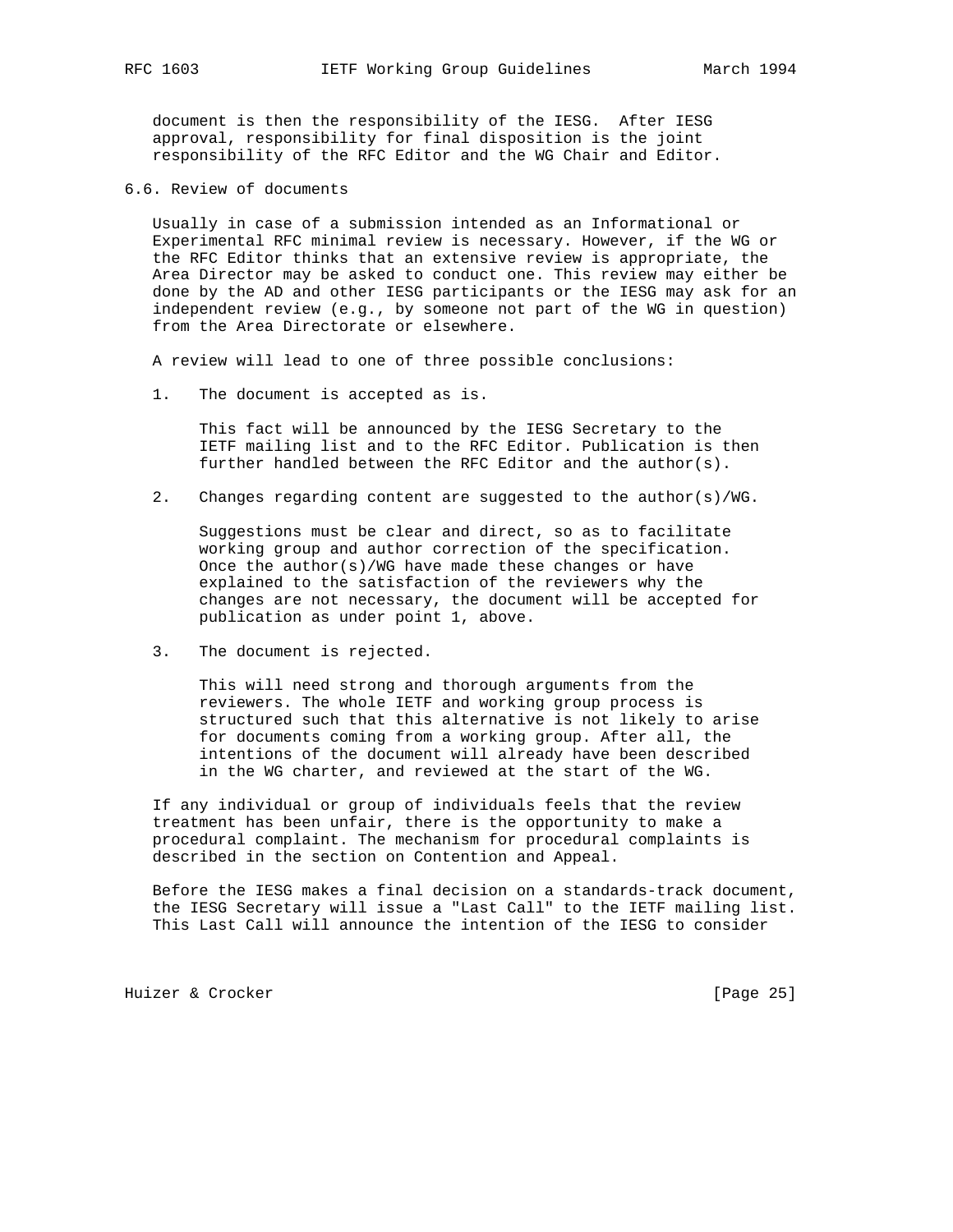document is then the responsibility of the IESG. After IESG approval, responsibility for final disposition is the joint responsibility of the RFC Editor and the WG Chair and Editor.

### 6.6. Review of documents

Usually in case of a submission intended as an Informational or Experimental RFC minimal review is necessary. However, if the WG or the RFC Editor thinks that an extensive review is appropriate, the Area Director may be asked to conduct one. This review may either be done by the AD and other IESG participants or the IESG may ask for an independent review (e.g., by someone not part of the WG in question) from the Area Directorate or elsewhere.

A review will lead to one of three possible conclusions:

1. The document is accepted as is.

   This fact will be announced by the IESG Secretary to the IETF mailing list and to the RFC Editor. Publication is then further handled between the RFC Editor and the author(s).

2. Changes regarding content are suggested to the author(s)/WG.

   Suggestions must be clear and direct, so as to facilitate working group and author correction of the specification. Once the author(s)/WG have made these changes or have explained to the satisfaction of the reviewers why the changes are not necessary, the document will be accepted for publication as under point 1, above.

3. The document is rejected.

   This will need strong and thorough arguments from the reviewers. The whole IETF and working group process is structured such that this alternative is not likely to arise for documents coming from a working group. After all, the intentions of the document will already have been described in the WG charter, and reviewed at the start of the WG.

If any individual or group of individuals feels that the review treatment has been unfair, there is the opportunity to make a procedural complaint. The mechanism for procedural complaints is described in the section on Contention and Appeal.

Before the IESG makes a final decision on a standards-track document, the IESG Secretary will issue a "Last Call" to the IETF mailing list. This Last Call will announce the intention of the IESG to consider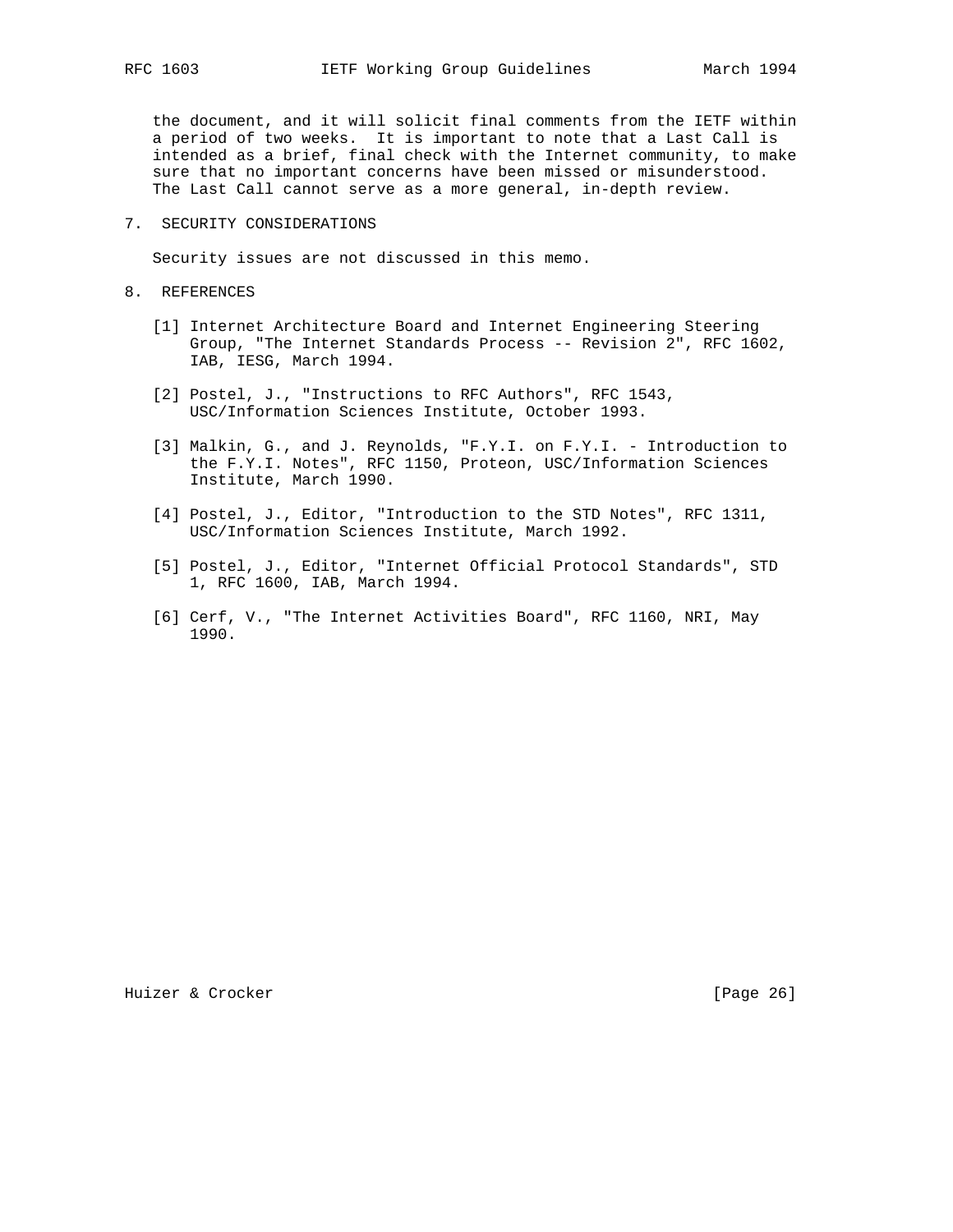the document, and it will solicit final comments from the IETF within a period of two weeks. It is important to note that a Last Call is intended as a brief, final check with the Internet community, to make sure that no important concerns have been missed or misunderstood. The Last Call cannot serve as a more general, in-depth review.

## 7. SECURITY CONSIDERATIONS

Security issues are not discussed in this memo.

## 8. REFERENCES

[1] Internet Architecture Board and Internet Engineering Steering Group, "The Internet Standards Process -- Revision 2", RFC 1602, IAB, IESG, March 1994.

[2] Postel, J., "Instructions to RFC Authors", RFC 1543, USC/Information Sciences Institute, October 1993.

[3] Malkin, G., and J. Reynolds, "F.Y.I. on F.Y.I. - Introduction to the F.Y.I. Notes", RFC 1150, Proteon, USC/Information Sciences Institute, March 1990.

[4] Postel, J., Editor, "Introduction to the STD Notes", RFC 1311, USC/Information Sciences Institute, March 1992.

[5] Postel, J., Editor, "Internet Official Protocol Standards", STD 1, RFC 1600, IAB, March 1994.

[6] Cerf, V., "The Internet Activities Board", RFC 1160, NRI, May 1990.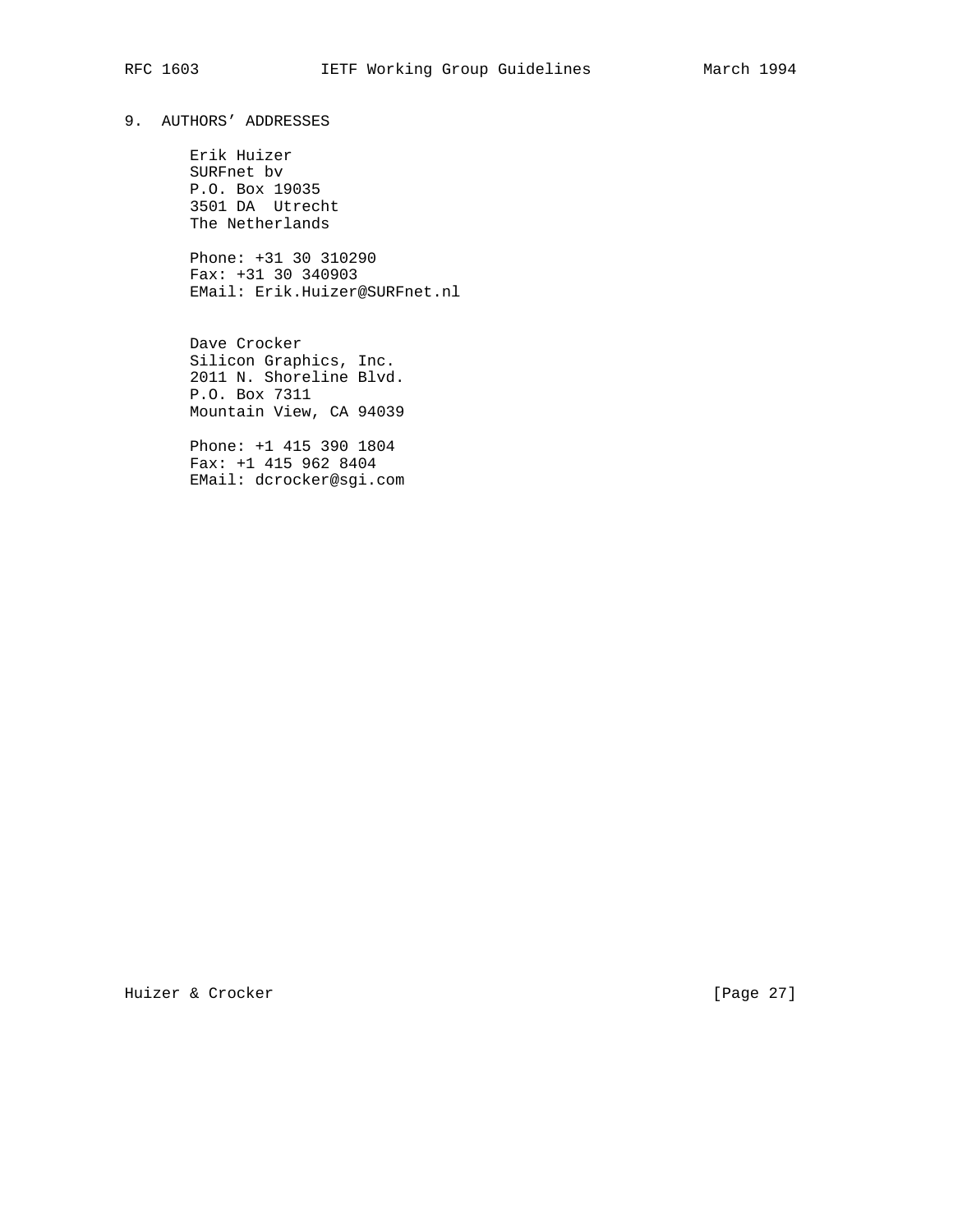## 9. AUTHORS' ADDRESSES

Erik Huizer
SURFnet bv
P.O. Box 19035
3501 DA  Utrecht
The Netherlands

Phone: +31 30 310290
Fax: +31 30 340903
EMail: Erik.Huizer@SURFnet.nl

Dave Crocker
Silicon Graphics, Inc.
2011 N. Shoreline Blvd.
P.O. Box 7311
Mountain View, CA 94039

Phone: +1 415 390 1804
Fax: +1 415 962 8404
EMail: dcrocker@sgi.com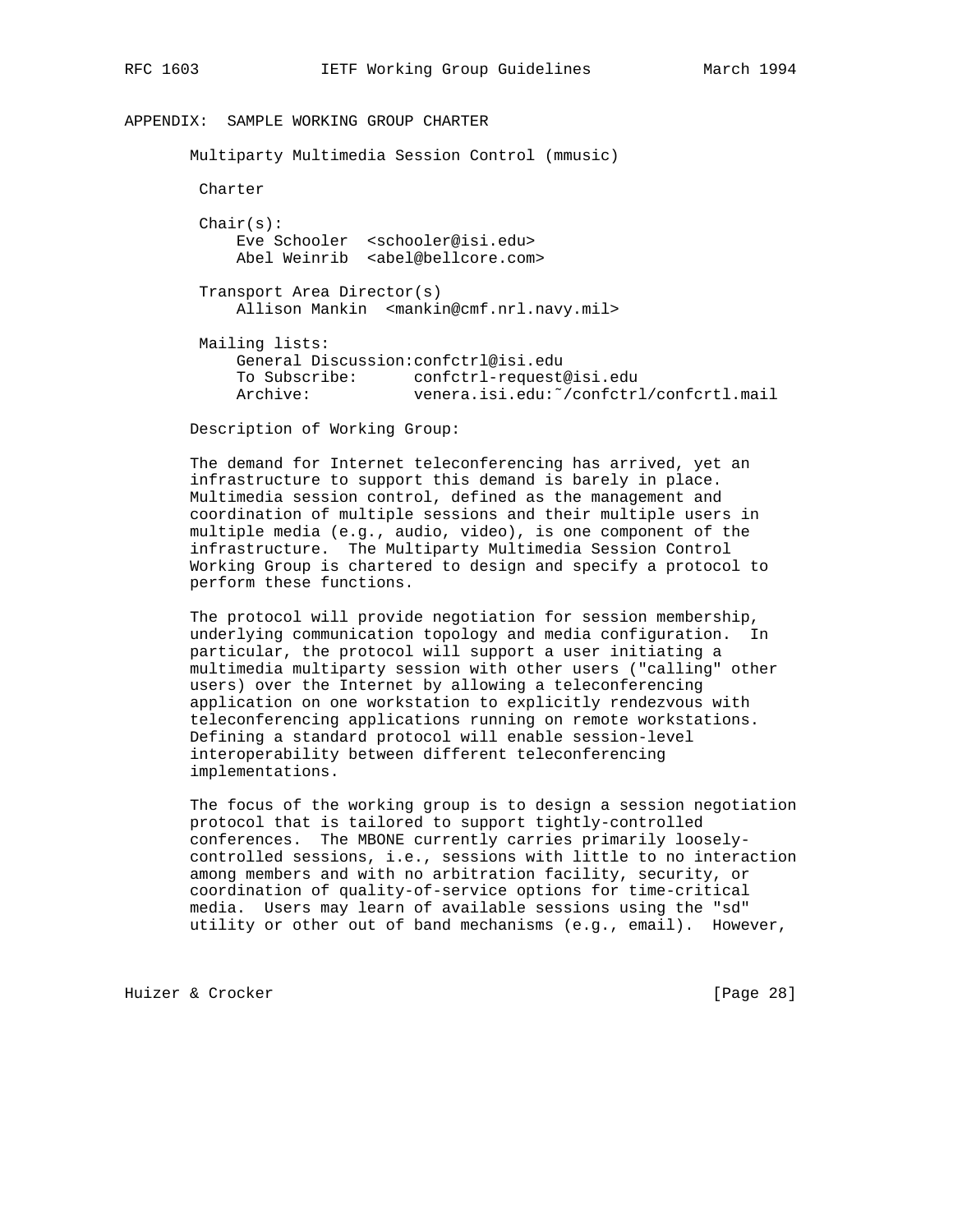## APPENDIX: SAMPLE WORKING GROUP CHARTER

### Multiparty Multimedia Session Control (mmusic)

Charter

Chair(s):
- Eve Schooler <schooler@isi.edu>
- Abel Weinrib <abel@bellcore.com>

Transport Area Director(s)
- Allison Mankin <mankin@cmf.nrl.navy.mil>

Mailing lists:
- General Discussion: confctrl@isi.edu
- To Subscribe: confctrl-request@isi.edu
- Archive: venera.isi.edu:~/confctrl/confcrtl.mail

Description of Working Group:

The demand for Internet teleconferencing has arrived, yet an infrastructure to support this demand is barely in place. Multimedia session control, defined as the management and coordination of multiple sessions and their multiple users in multiple media (e.g., audio, video), is one component of the infrastructure. The Multiparty Multimedia Session Control Working Group is chartered to design and specify a protocol to perform these functions.

The protocol will provide negotiation for session membership, underlying communication topology and media configuration. In particular, the protocol will support a user initiating a multimedia multiparty session with other users ("calling" other users) over the Internet by allowing a teleconferencing application on one workstation to explicitly rendezvous with teleconferencing applications running on remote workstations. Defining a standard protocol will enable session-level interoperability between different teleconferencing implementations.

The focus of the working group is to design a session negotiation protocol that is tailored to support tightly-controlled conferences. The MBONE currently carries primarily loosely-controlled sessions, i.e., sessions with little to no interaction among members and with no arbitration facility, security, or coordination of quality-of-service options for time-critical media. Users may learn of available sessions using the "sd" utility or other out of band mechanisms (e.g., email). However,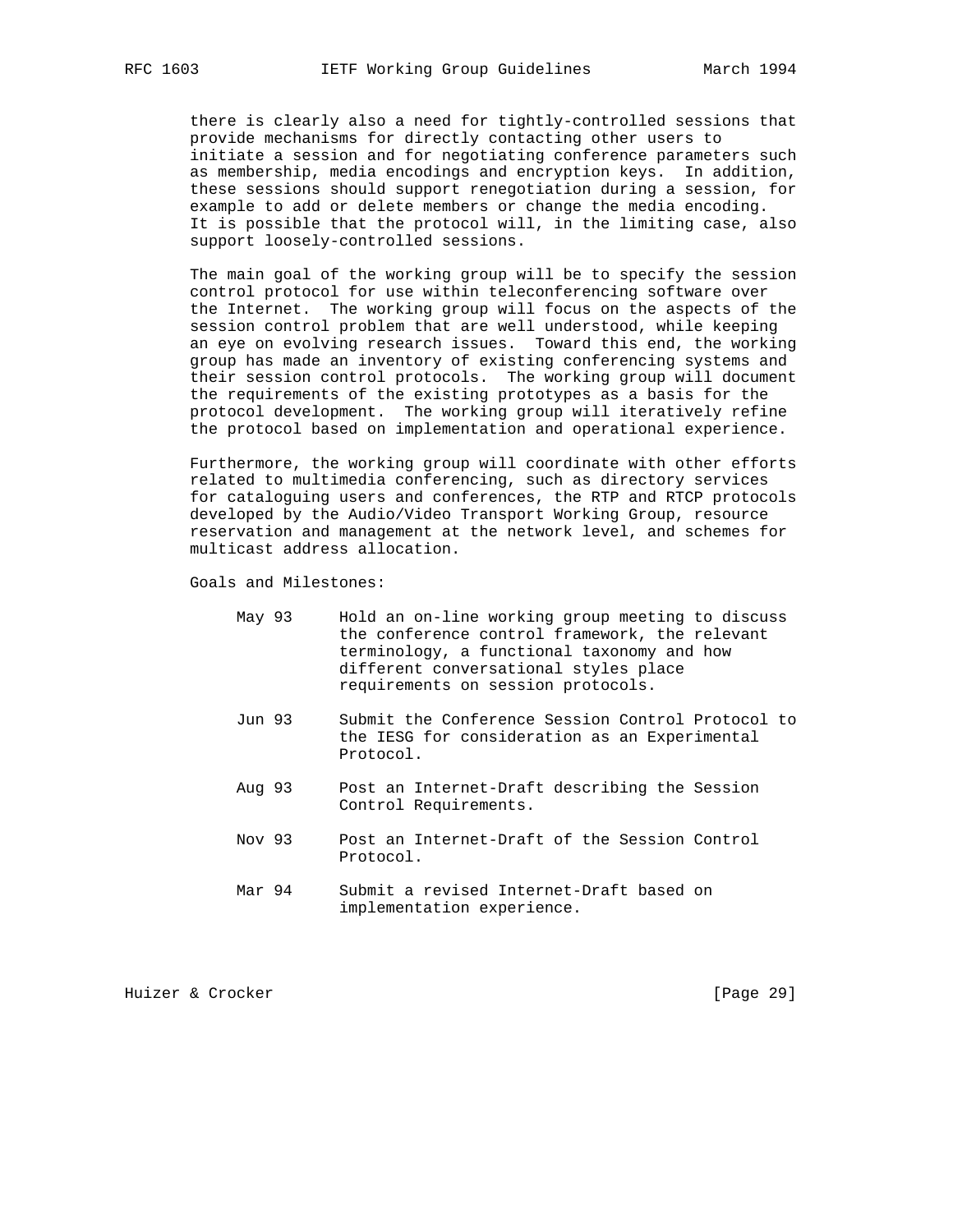there is clearly also a need for tightly-controlled sessions that provide mechanisms for directly contacting other users to initiate a session and for negotiating conference parameters such as membership, media encodings and encryption keys. In addition, these sessions should support renegotiation during a session, for example to add or delete members or change the media encoding. It is possible that the protocol will, in the limiting case, also support loosely-controlled sessions.

The main goal of the working group will be to specify the session control protocol for use within teleconferencing software over the Internet. The working group will focus on the aspects of the session control problem that are well understood, while keeping an eye on evolving research issues. Toward this end, the working group has made an inventory of existing conferencing systems and their session control protocols. The working group will document the requirements of the existing prototypes as a basis for the protocol development. The working group will iteratively refine the protocol based on implementation and operational experience.

Furthermore, the working group will coordinate with other efforts related to multimedia conferencing, such as directory services for cataloguing users and conferences, the RTP and RTCP protocols developed by the Audio/Video Transport Working Group, resource reservation and management at the network level, and schemes for multicast address allocation.

Goals and Milestones:

| | |
|---|---|
| May 93 | Hold an on-line working group meeting to discuss the conference control framework, the relevant terminology, a functional taxonomy and how different conversational styles place requirements on session protocols. |
| Jun 93 | Submit the Conference Session Control Protocol to the IESG for consideration as an Experimental Protocol. |
| Aug 93 | Post an Internet-Draft describing the Session Control Requirements. |
| Nov 93 | Post an Internet-Draft of the Session Control Protocol. |
| Mar 94 | Submit a revised Internet-Draft based on implementation experience. |